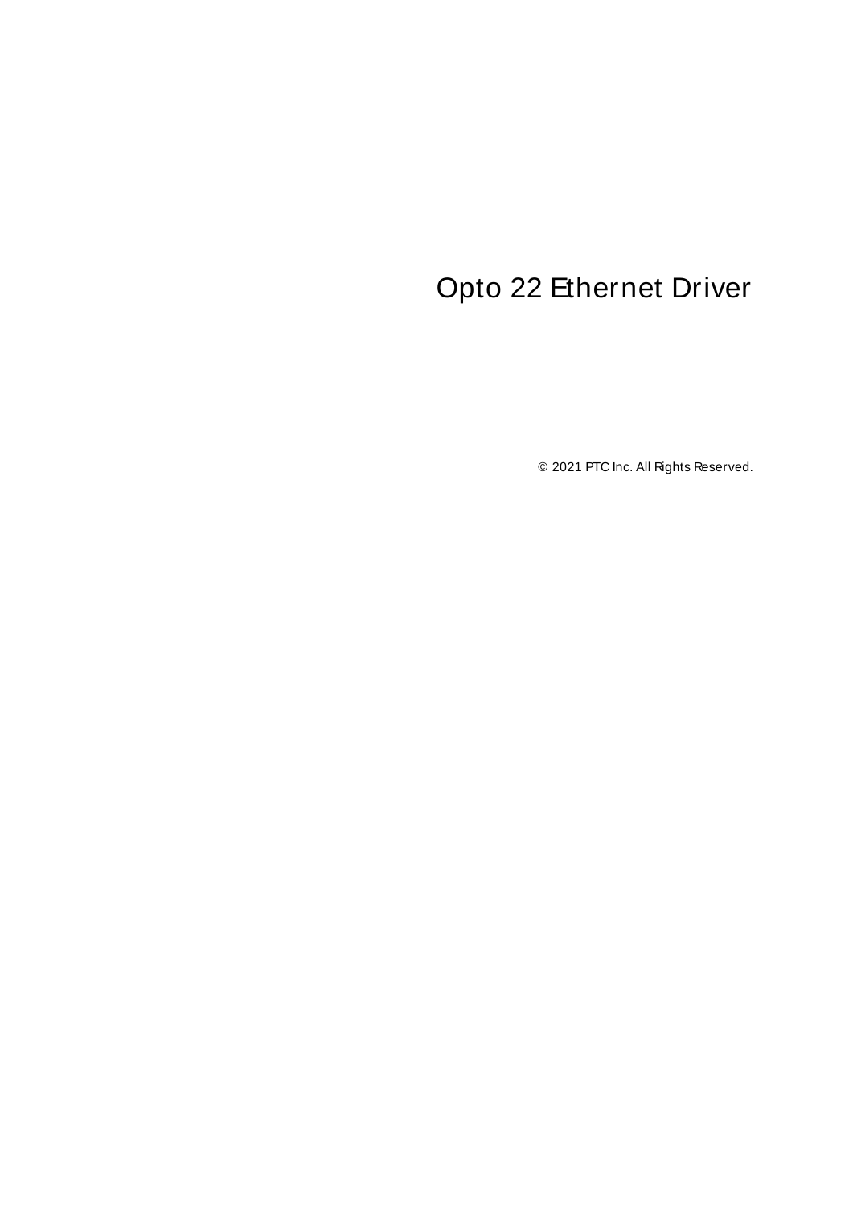# Opto 22 Ethernet Driver

© 2021 PTC Inc. All Rights Reserved.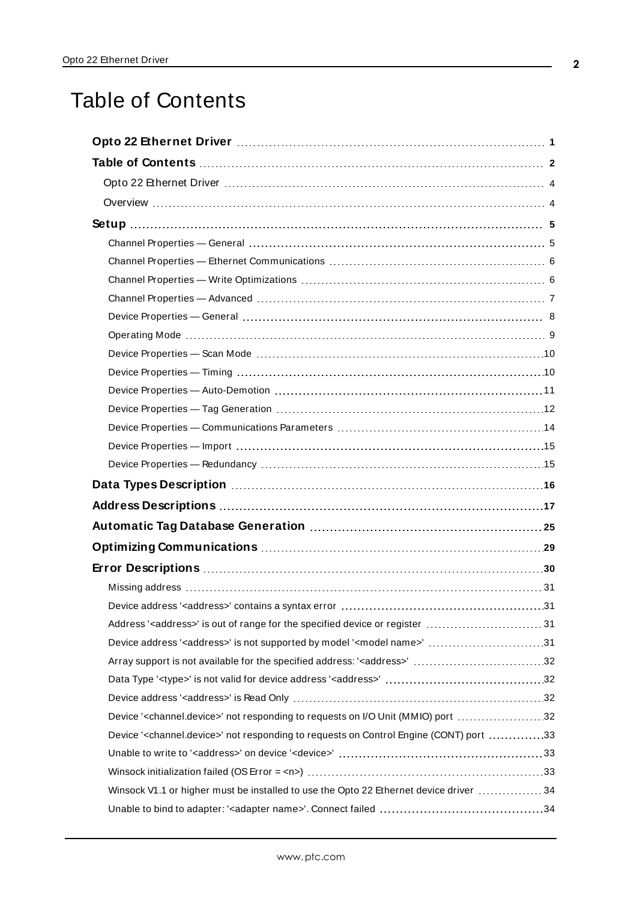# Table of Contents

**Opto 22 Ethernet Driver** 1

**Table of Contents** 2

Opto 22 Ethernet Driver 4

Overview 4

**Setup** 5

- Channel Properties — General 5
- Channel Properties — Ethernet Communications 6
- Channel Properties — Write Optimizations 6
- Channel Properties — Advanced 7
- Device Properties — General 8
- Operating Mode 9
- Device Properties — Scan Mode 10
- Device Properties — Timing 10
- Device Properties — Auto-Demotion 11
- Device Properties — Tag Generation 12
- Device Properties — Communications Parameters 14
- Device Properties — Import 15
- Device Properties — Redundancy 15

**Data Types Description** 16

**Address Descriptions** 17

**Automatic Tag Database Generation** 25

**Optimizing Communications** 29

**Error Descriptions** 30

- Missing address 31
- Device address '<address>' contains a syntax error 31
- Address '<address>' is out of range for the specified device or register 31
- Device address '<address>' is not supported by model '<model name>' 31
- Array support is not available for the specified address: '<address>' 32
- Data Type '<type>' is not valid for device address '<address>' 32
- Device address '<address>' is Read Only 32
- Device '<channel.device>' not responding to requests on I/O Unit (MMIO) port 32
- Device '<channel.device>' not responding to requests on Control Engine (CONT) port 33
- Unable to write to '<address>' on device '<device>' 33
- Winsock initialization failed (OS Error = <n>) 33
- Winsock V1.1 or higher must be installed to use the Opto 22 Ethernet device driver 34
- Unable to bind to adapter: '<adapter name>'. Connect failed 34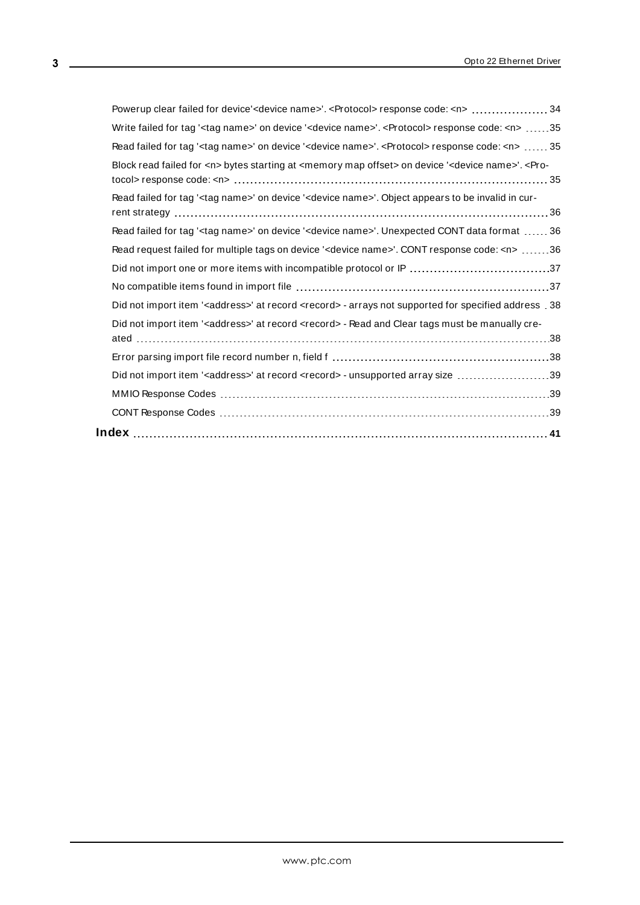Powerup clear failed for device'<device name>'. <Protocol> response code: <n> 34

Write failed for tag '<tag name>' on device '<device name>'. <Protocol> response code: <n> 35

Read failed for tag '<tag name>' on device '<device name>'. <Protocol> response code: <n> 35

Block read failed for <n> bytes starting at <memory map offset> on device '<device name>'. <Protocol> response code: <n> 35

Read failed for tag '<tag name>' on device '<device name>'. Object appears to be invalid in current strategy 36

Read failed for tag '<tag name>' on device '<device name>'. Unexpected CONT data format 36

Read request failed for multiple tags on device '<device name>'. CONT response code: <n> 36

Did not import one or more items with incompatible protocol or IP 37

No compatible items found in import file 37

Did not import item '<address>' at record <record> - arrays not supported for specified address 38

Did not import item '<address>' at record <record> - Read and Clear tags must be manually created 38

Error parsing import file record number n, field f 38

Did not import item '<address>' at record <record> - unsupported array size 39

MMIO Response Codes 39

CONT Response Codes 39

**Index 41**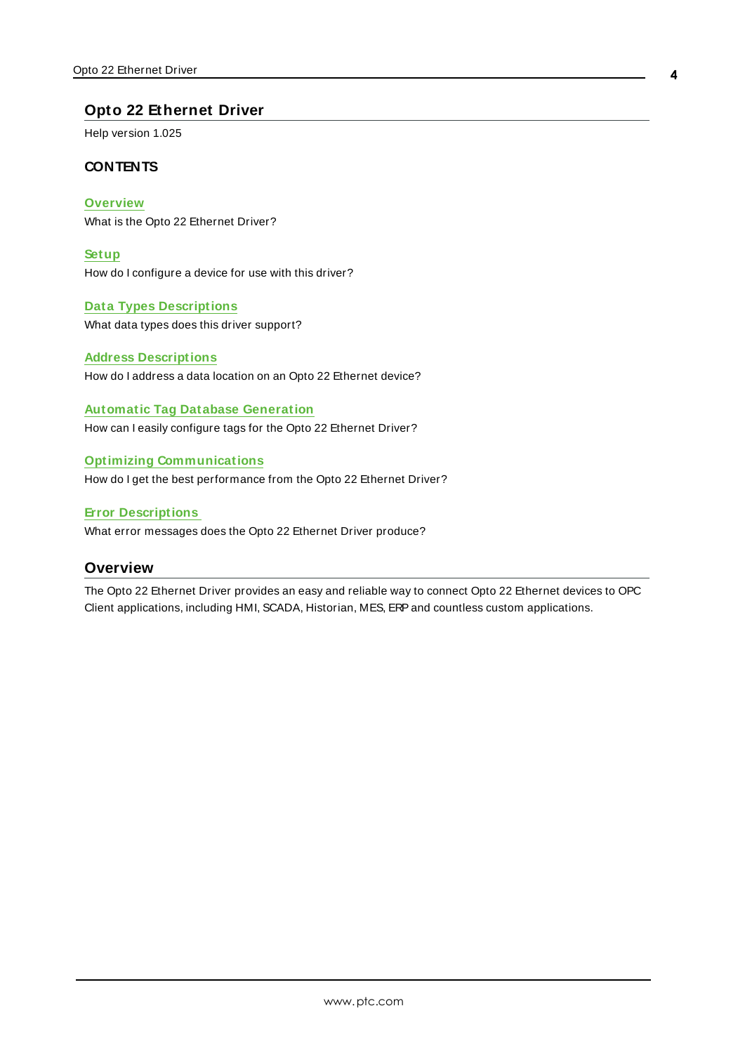# Opto 22 Ethernet Driver

Help version 1.025

## CONTENTS

**Overview**
What is the Opto 22 Ethernet Driver?

**Setup**
How do I configure a device for use with this driver?

**Data Types Descriptions**
What data types does this driver support?

**Address Descriptions**
How do I address a data location on an Opto 22 Ethernet device?

**Automatic Tag Database Generation**
How can I easily configure tags for the Opto 22 Ethernet Driver?

**Optimizing Communications**
How do I get the best performance from the Opto 22 Ethernet Driver?

**Error Descriptions**
What error messages does the Opto 22 Ethernet Driver produce?

## Overview

The Opto 22 Ethernet Driver provides an easy and reliable way to connect Opto 22 Ethernet devices to OPC Client applications, including HMI, SCADA, Historian, MES, ERP and countless custom applications.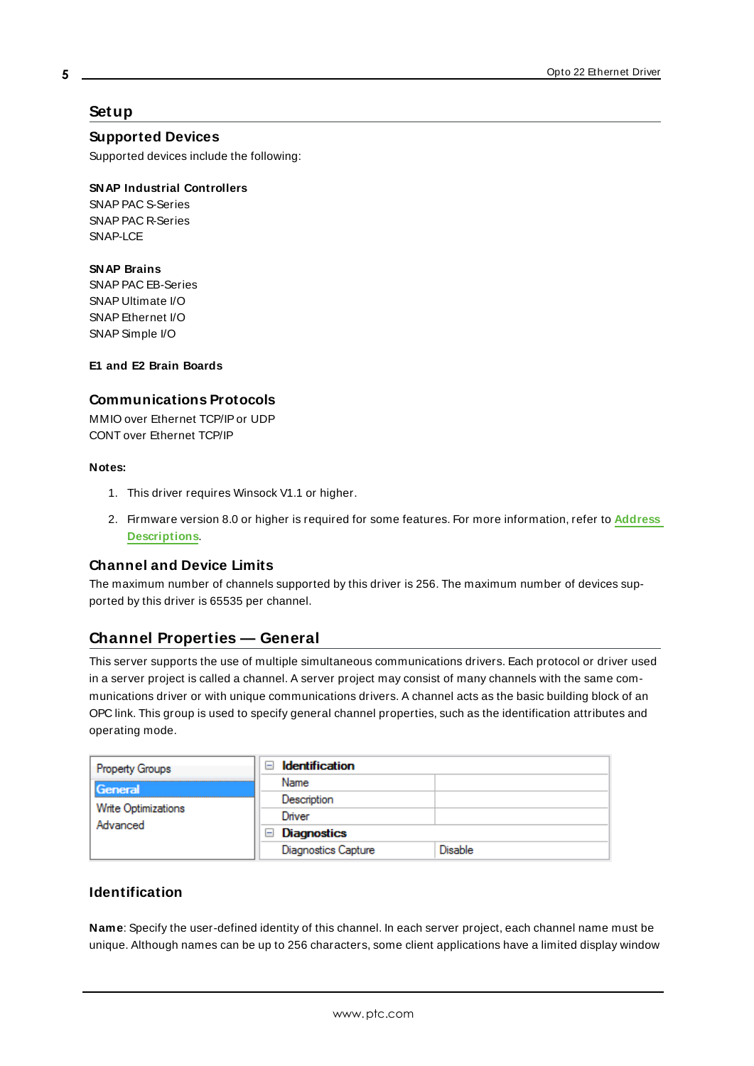# Setup

## Supported Devices

Supported devices include the following:

**SNAP Industrial Controllers**
SNAP PAC S-Series
SNAP PAC R-Series
SNAP-LCE

**SNAP Brains**
SNAP PAC EB-Series
SNAP Ultimate I/O
SNAP Ethernet I/O
SNAP Simple I/O

**E1 and E2 Brain Boards**

## Communications Protocols

MMIO over Ethernet TCP/IP or UDP
CONT over Ethernet TCP/IP

**Notes:**

1. This driver requires Winsock V1.1 or higher.
2. Firmware version 8.0 or higher is required for some features. For more information, refer to **Address Descriptions**.

## Channel and Device Limits

The maximum number of channels supported by this driver is 256. The maximum number of devices supported by this driver is 65535 per channel.

## Channel Properties — General

This server supports the use of multiple simultaneous communications drivers. Each protocol or driver used in a server project is called a channel. A server project may consist of many channels with the same communications driver or with unique communications drivers. A channel acts as the basic building block of an OPC link. This group is used to specify general channel properties, such as the identification attributes and operating mode.

| Property Groups | Identification | |
|---|---|---|
| **General** | Name | |
| Write Optimizations | Description | |
| Advanced | Driver | |
| | **Diagnostics** | |
| | Diagnostics Capture | Disable |

### Identification

**Name**: Specify the user-defined identity of this channel. In each server project, each channel name must be unique. Although names can be up to 256 characters, some client applications have a limited display window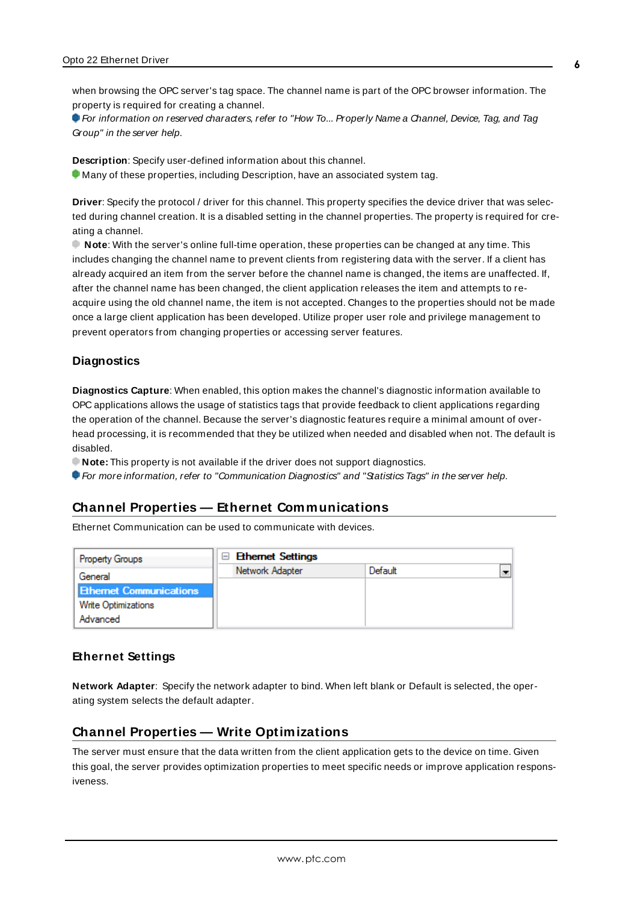when browsing the OPC server's tag space. The channel name is part of the OPC browser information. The property is required for creating a channel.

*For information on reserved characters, refer to "How To... Properly Name a Channel, Device, Tag, and Tag Group" in the server help.*

**Description**: Specify user-defined information about this channel.

Many of these properties, including Description, have an associated system tag.

**Driver**: Specify the protocol / driver for this channel. This property specifies the device driver that was selected during channel creation. It is a disabled setting in the channel properties. The property is required for creating a channel.

**Note**: With the server's online full-time operation, these properties can be changed at any time. This includes changing the channel name to prevent clients from registering data with the server. If a client has already acquired an item from the server before the channel name is changed, the items are unaffected. If, after the channel name has been changed, the client application releases the item and attempts to re-acquire using the old channel name, the item is not accepted. Changes to the properties should not be made once a large client application has been developed. Utilize proper user role and privilege management to prevent operators from changing properties or accessing server features.

### Diagnostics

**Diagnostics Capture**: When enabled, this option makes the channel's diagnostic information available to OPC applications allows the usage of statistics tags that provide feedback to client applications regarding the operation of the channel. Because the server's diagnostic features require a minimal amount of overhead processing, it is recommended that they be utilized when needed and disabled when not. The default is disabled.

**Note:** This property is not available if the driver does not support diagnostics.

*For more information, refer to "Communication Diagnostics" and "Statistics Tags" in the server help.*

## Channel Properties — Ethernet Communications

Ethernet Communication can be used to communicate with devices.

| Property Groups | Ethernet Settings | |
|---|---|---|
| General | Network Adapter | Default |
| **Ethernet Communications** | | |
| Write Optimizations | | |
| Advanced | | |

### Ethernet Settings

**Network Adapter**: Specify the network adapter to bind. When left blank or Default is selected, the operating system selects the default adapter.

## Channel Properties — Write Optimizations

The server must ensure that the data written from the client application gets to the device on time. Given this goal, the server provides optimization properties to meet specific needs or improve application responsiveness.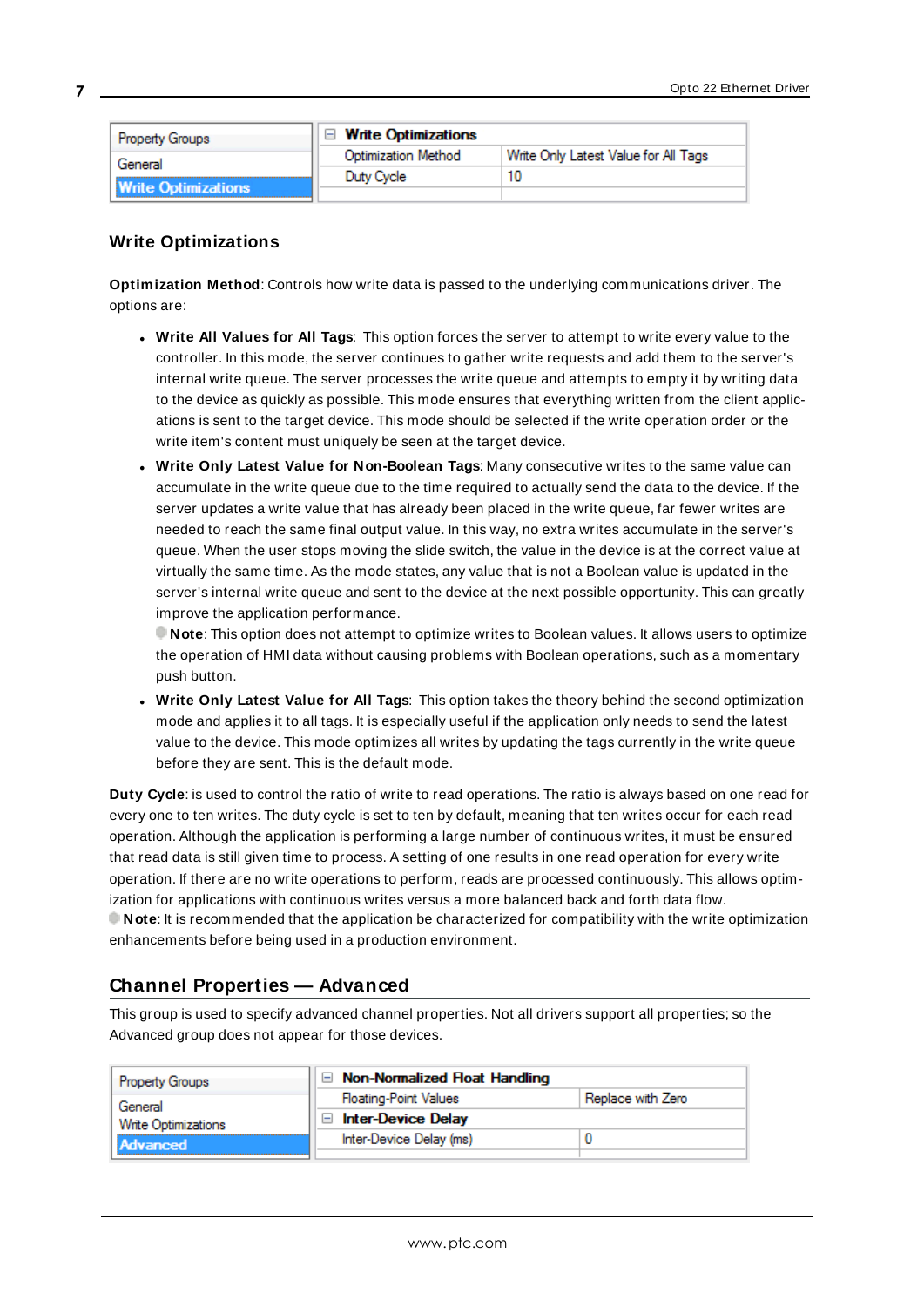| Property Groups | Write Optimizations | |
|---|---|---|
| General | Optimization Method | Write Only Latest Value for All Tags |
| **Write Optimizations** | Duty Cycle | 10 |

### Write Optimizations

**Optimization Method**: Controls how write data is passed to the underlying communications driver. The options are:

- **Write All Values for All Tags**: This option forces the server to attempt to write every value to the controller. In this mode, the server continues to gather write requests and add them to the server's internal write queue. The server processes the write queue and attempts to empty it by writing data to the device as quickly as possible. This mode ensures that everything written from the client applications is sent to the target device. This mode should be selected if the write operation order or the write item's content must uniquely be seen at the target device.
- **Write Only Latest Value for Non-Boolean Tags**: Many consecutive writes to the same value can accumulate in the write queue due to the time required to actually send the data to the device. If the server updates a write value that has already been placed in the write queue, far fewer writes are needed to reach the same final output value. In this way, no extra writes accumulate in the server's queue. When the user stops moving the slide switch, the value in the device is at the correct value at virtually the same time. As the mode states, any value that is not a Boolean value is updated in the server's internal write queue and sent to the device at the next possible opportunity. This can greatly improve the application performance.
  **Note**: This option does not attempt to optimize writes to Boolean values. It allows users to optimize the operation of HMI data without causing problems with Boolean operations, such as a momentary push button.
- **Write Only Latest Value for All Tags**: This option takes the theory behind the second optimization mode and applies it to all tags. It is especially useful if the application only needs to send the latest value to the device. This mode optimizes all writes by updating the tags currently in the write queue before they are sent. This is the default mode.

**Duty Cycle**: is used to control the ratio of write to read operations. The ratio is always based on one read for every one to ten writes. The duty cycle is set to ten by default, meaning that ten writes occur for each read operation. Although the application is performing a large number of continuous writes, it must be ensured that read data is still given time to process. A setting of one results in one read operation for every write operation. If there are no write operations to perform, reads are processed continuously. This allows optimization for applications with continuous writes versus a more balanced back and forth data flow.
**Note**: It is recommended that the application be characterized for compatibility with the write optimization enhancements before being used in a production environment.

## Channel Properties — Advanced

This group is used to specify advanced channel properties. Not all drivers support all properties; so the Advanced group does not appear for those devices.

| Property Groups | Non-Normalized Float Handling | |
|---|---|---|
| General | Floating-Point Values | Replace with Zero |
| Write Optimizations | Inter-Device Delay | |
| **Advanced** | Inter-Device Delay (ms) | 0 |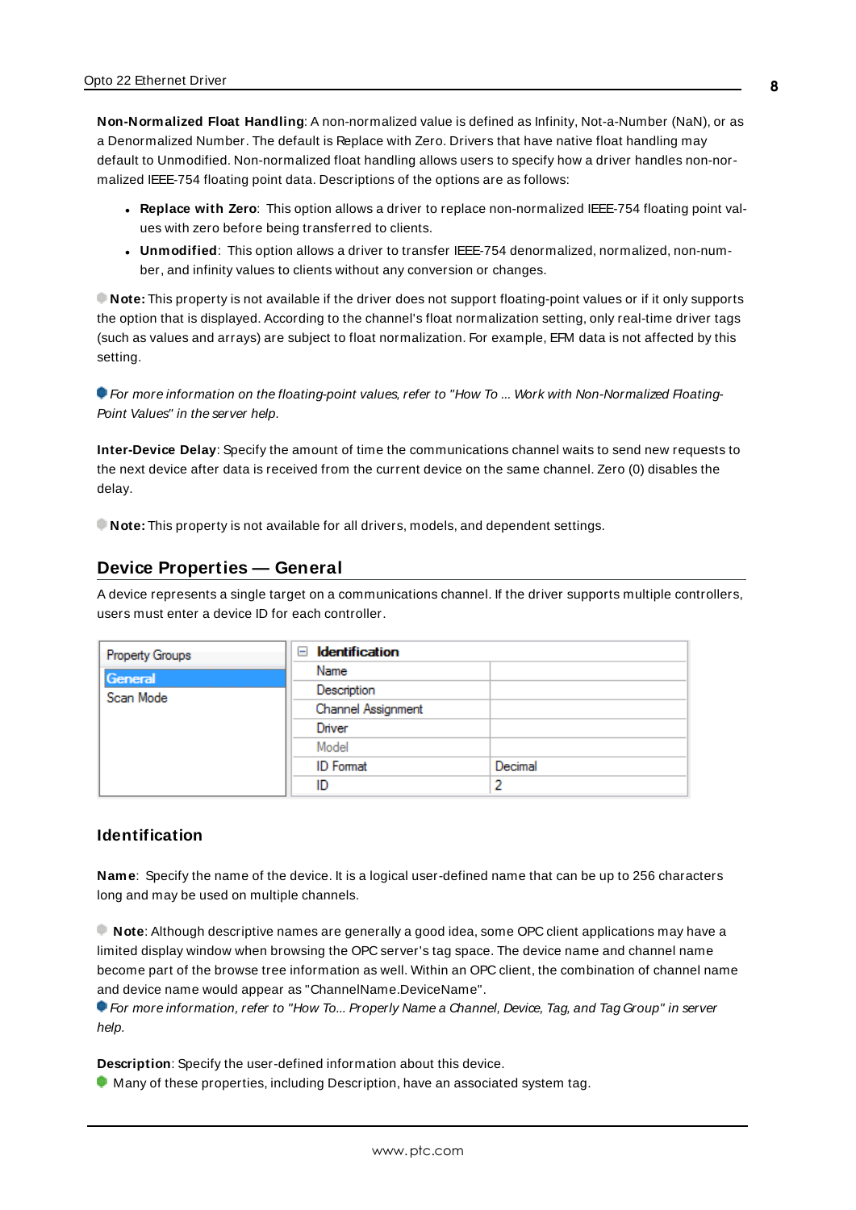**Non-Normalized Float Handling**: A non-normalized value is defined as Infinity, Not-a-Number (NaN), or as a Denormalized Number. The default is Replace with Zero. Drivers that have native float handling may default to Unmodified. Non-normalized float handling allows users to specify how a driver handles non-normalized IEEE-754 floating point data. Descriptions of the options are as follows:

- **Replace with Zero**: This option allows a driver to replace non-normalized IEEE-754 floating point values with zero before being transferred to clients.
- **Unmodified**: This option allows a driver to transfer IEEE-754 denormalized, normalized, non-number, and infinity values to clients without any conversion or changes.

**Note:** This property is not available if the driver does not support floating-point values or if it only supports the option that is displayed. According to the channel's float normalization setting, only real-time driver tags (such as values and arrays) are subject to float normalization. For example, EFM data is not affected by this setting.

*For more information on the floating-point values, refer to "How To ... Work with Non-Normalized Floating-Point Values" in the server help.*

**Inter-Device Delay**: Specify the amount of time the communications channel waits to send new requests to the next device after data is received from the current device on the same channel. Zero (0) disables the delay.

**Note:** This property is not available for all drivers, models, and dependent settings.

## Device Properties — General

A device represents a single target on a communications channel. If the driver supports multiple controllers, users must enter a device ID for each controller.

| Property Groups | Identification | |
|---|---|---|
| General | Name | |
| Scan Mode | Description | |
| | Channel Assignment | |
| | Driver | |
| | Model | |
| | ID Format | Decimal |
| | ID | 2 |

### Identification

**Name**: Specify the name of the device. It is a logical user-defined name that can be up to 256 characters long and may be used on multiple channels.

**Note**: Although descriptive names are generally a good idea, some OPC client applications may have a limited display window when browsing the OPC server's tag space. The device name and channel name become part of the browse tree information as well. Within an OPC client, the combination of channel name and device name would appear as "ChannelName.DeviceName".

*For more information, refer to "How To... Properly Name a Channel, Device, Tag, and Tag Group" in server help.*

**Description**: Specify the user-defined information about this device.

Many of these properties, including Description, have an associated system tag.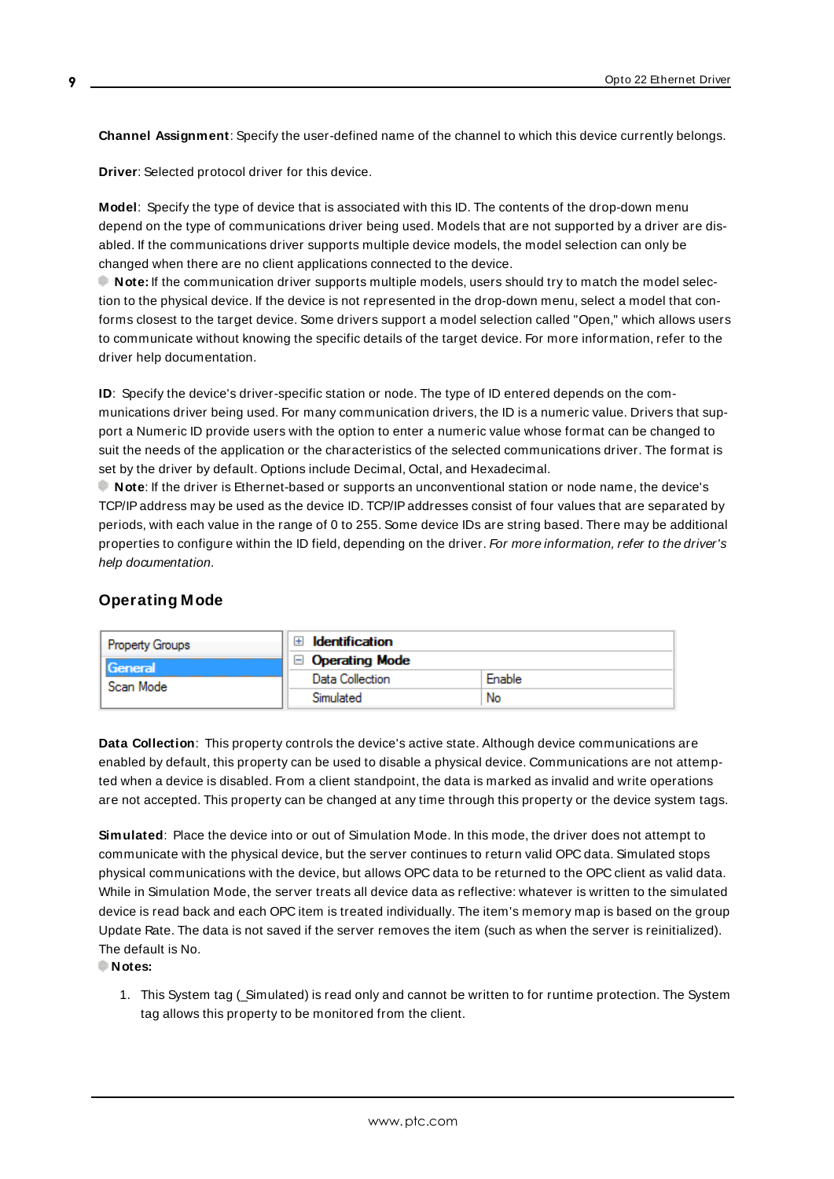**Channel Assignment**: Specify the user-defined name of the channel to which this device currently belongs.

**Driver**: Selected protocol driver for this device.

**Model**: Specify the type of device that is associated with this ID. The contents of the drop-down menu depend on the type of communications driver being used. Models that are not supported by a driver are disabled. If the communications driver supports multiple device models, the model selection can only be changed when there are no client applications connected to the device.

**Note:** If the communication driver supports multiple models, users should try to match the model selection to the physical device. If the device is not represented in the drop-down menu, select a model that conforms closest to the target device. Some drivers support a model selection called "Open," which allows users to communicate without knowing the specific details of the target device. For more information, refer to the driver help documentation.

**ID**: Specify the device's driver-specific station or node. The type of ID entered depends on the communications driver being used. For many communication drivers, the ID is a numeric value. Drivers that support a Numeric ID provide users with the option to enter a numeric value whose format can be changed to suit the needs of the application or the characteristics of the selected communications driver. The format is set by the driver by default. Options include Decimal, Octal, and Hexadecimal.

**Note**: If the driver is Ethernet-based or supports an unconventional station or node name, the device's TCP/IP address may be used as the device ID. TCP/IP addresses consist of four values that are separated by periods, with each value in the range of 0 to 255. Some device IDs are string based. There may be additional properties to configure within the ID field, depending on the driver. *For more information, refer to the driver's help documentation.*

## Operating Mode

| Property Groups | Property | Value |
|---|---|---|
| General | ⊞ Identification | |
| Scan Mode | ⊟ Operating Mode | |
| | Data Collection | Enable |
| | Simulated | No |

**Data Collection**: This property controls the device's active state. Although device communications are enabled by default, this property can be used to disable a physical device. Communications are not attempted when a device is disabled. From a client standpoint, the data is marked as invalid and write operations are not accepted. This property can be changed at any time through this property or the device system tags.

**Simulated**: Place the device into or out of Simulation Mode. In this mode, the driver does not attempt to communicate with the physical device, but the server continues to return valid OPC data. Simulated stops physical communications with the device, but allows OPC data to be returned to the OPC client as valid data. While in Simulation Mode, the server treats all device data as reflective: whatever is written to the simulated device is read back and each OPC item is treated individually. The item's memory map is based on the group Update Rate. The data is not saved if the server removes the item (such as when the server is reinitialized). The default is No.

**Notes:**

1. This System tag (_Simulated) is read only and cannot be written to for runtime protection. The System tag allows this property to be monitored from the client.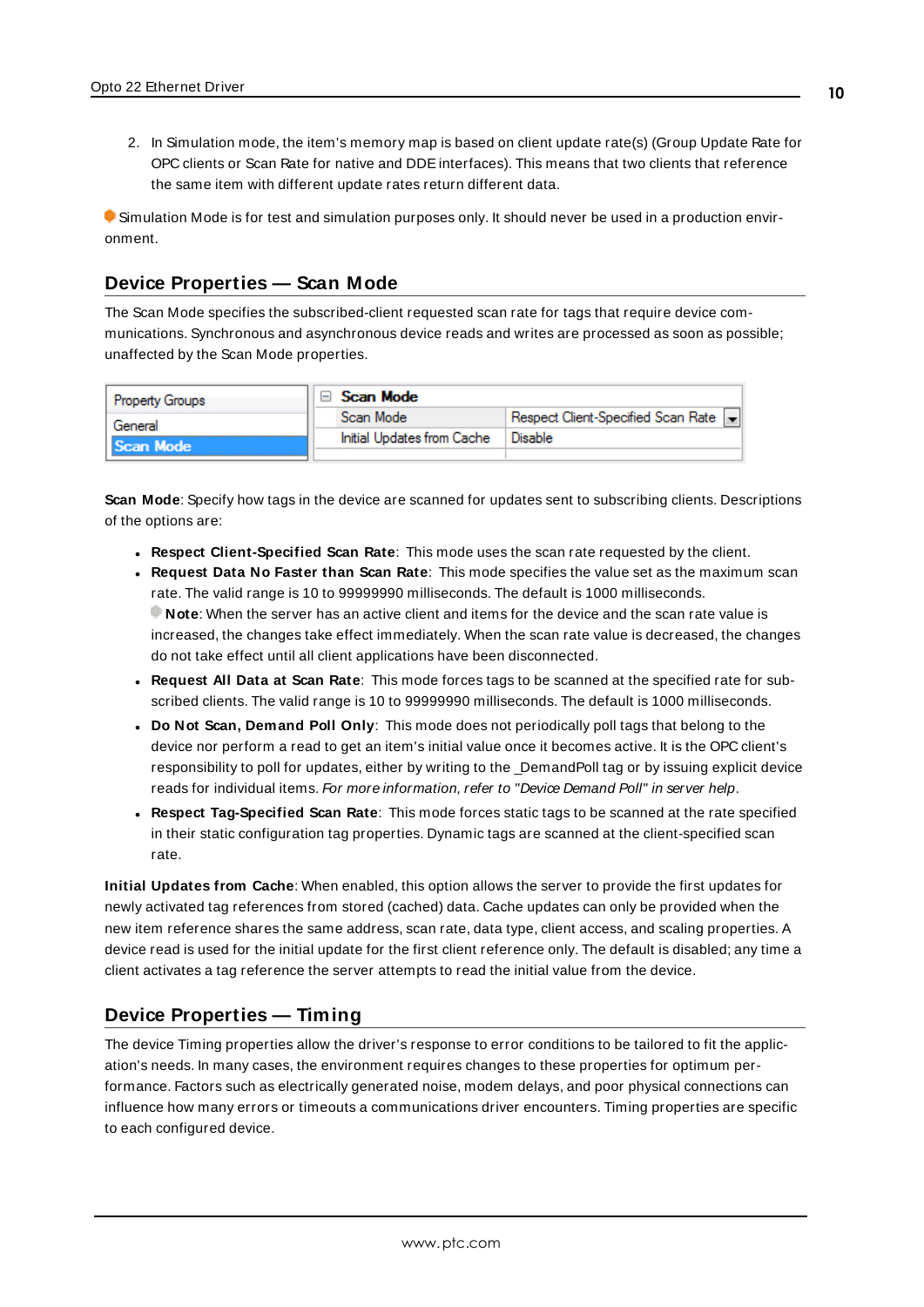2. In Simulation mode, the item's memory map is based on client update rate(s) (Group Update Rate for OPC clients or Scan Rate for native and DDE interfaces). This means that two clients that reference the same item with different update rates return different data.

Simulation Mode is for test and simulation purposes only. It should never be used in a production environment.

## Device Properties — Scan Mode

The Scan Mode specifies the subscribed-client requested scan rate for tags that require device communications. Synchronous and asynchronous device reads and writes are processed as soon as possible; unaffected by the Scan Mode properties.

| Property Groups | Scan Mode | |
|---|---|---|
| General | Scan Mode | Respect Client-Specified Scan Rate |
| Scan Mode | Initial Updates from Cache | Disable |

**Scan Mode**: Specify how tags in the device are scanned for updates sent to subscribing clients. Descriptions of the options are:

- **Respect Client-Specified Scan Rate**: This mode uses the scan rate requested by the client.
- **Request Data No Faster than Scan Rate**: This mode specifies the value set as the maximum scan rate. The valid range is 10 to 99999990 milliseconds. The default is 1000 milliseconds.
  **Note**: When the server has an active client and items for the device and the scan rate value is increased, the changes take effect immediately. When the scan rate value is decreased, the changes do not take effect until all client applications have been disconnected.
- **Request All Data at Scan Rate**: This mode forces tags to be scanned at the specified rate for subscribed clients. The valid range is 10 to 99999990 milliseconds. The default is 1000 milliseconds.
- **Do Not Scan, Demand Poll Only**: This mode does not periodically poll tags that belong to the device nor perform a read to get an item's initial value once it becomes active. It is the OPC client's responsibility to poll for updates, either by writing to the _DemandPoll tag or by issuing explicit device reads for individual items. *For more information, refer to "Device Demand Poll" in server help*.
- **Respect Tag-Specified Scan Rate**: This mode forces static tags to be scanned at the rate specified in their static configuration tag properties. Dynamic tags are scanned at the client-specified scan rate.

**Initial Updates from Cache**: When enabled, this option allows the server to provide the first updates for newly activated tag references from stored (cached) data. Cache updates can only be provided when the new item reference shares the same address, scan rate, data type, client access, and scaling properties. A device read is used for the initial update for the first client reference only. The default is disabled; any time a client activates a tag reference the server attempts to read the initial value from the device.

## Device Properties — Timing

The device Timing properties allow the driver's response to error conditions to be tailored to fit the application's needs. In many cases, the environment requires changes to these properties for optimum performance. Factors such as electrically generated noise, modem delays, and poor physical connections can influence how many errors or timeouts a communications driver encounters. Timing properties are specific to each configured device.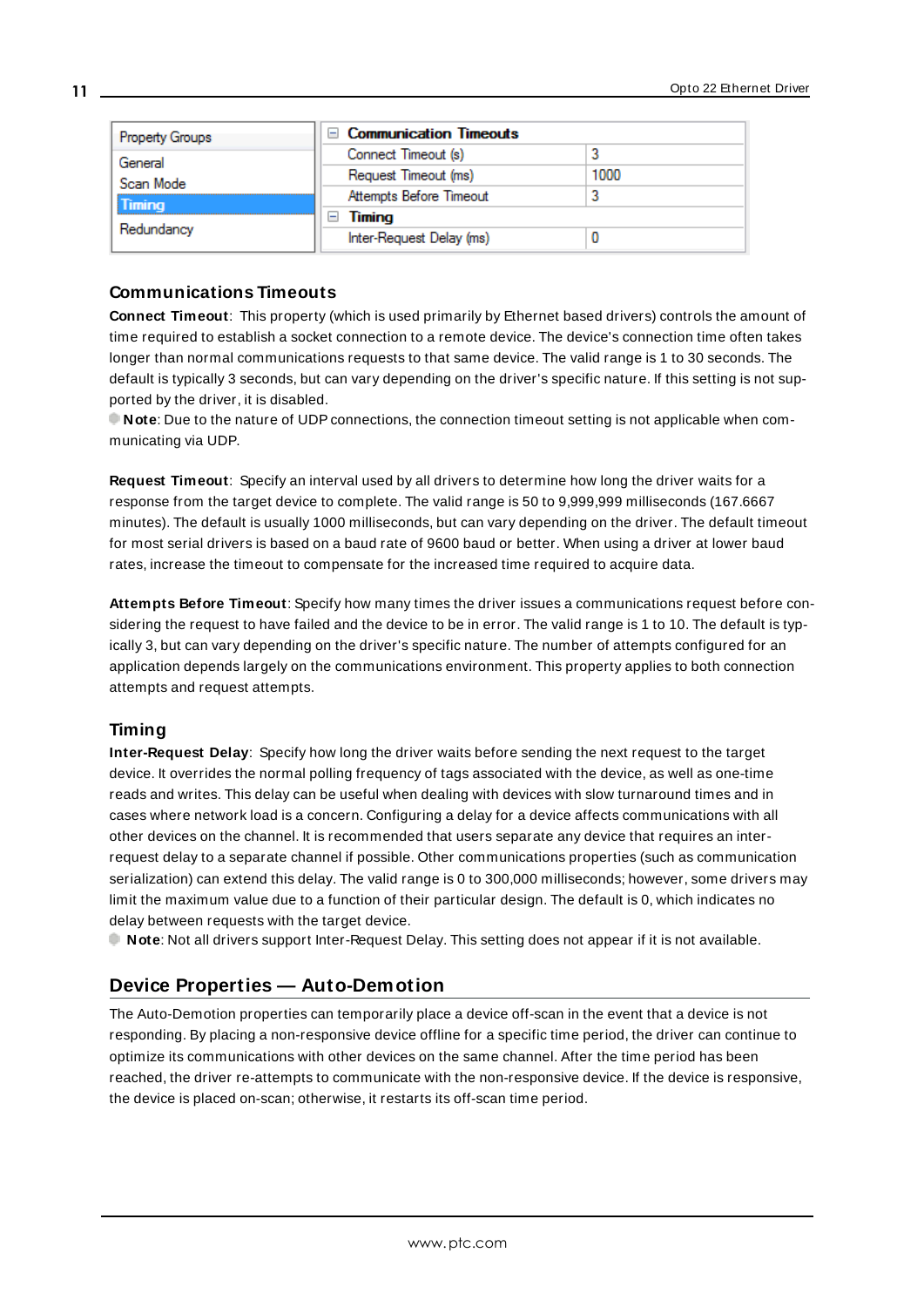| Property Groups | Communication Timeouts | |
|---|---|---|
| General | Connect Timeout (s) | 3 |
| Scan Mode | Request Timeout (ms) | 1000 |
| **Timing** | Attempts Before Timeout | 3 |
| Redundancy | **Timing** | |
| | Inter-Request Delay (ms) | 0 |

### Communications Timeouts

**Connect Timeout**: This property (which is used primarily by Ethernet based drivers) controls the amount of time required to establish a socket connection to a remote device. The device's connection time often takes longer than normal communications requests to that same device. The valid range is 1 to 30 seconds. The default is typically 3 seconds, but can vary depending on the driver's specific nature. If this setting is not supported by the driver, it is disabled.

**Note**: Due to the nature of UDP connections, the connection timeout setting is not applicable when communicating via UDP.

**Request Timeout**: Specify an interval used by all drivers to determine how long the driver waits for a response from the target device to complete. The valid range is 50 to 9,999,999 milliseconds (167.6667 minutes). The default is usually 1000 milliseconds, but can vary depending on the driver. The default timeout for most serial drivers is based on a baud rate of 9600 baud or better. When using a driver at lower baud rates, increase the timeout to compensate for the increased time required to acquire data.

**Attempts Before Timeout**: Specify how many times the driver issues a communications request before considering the request to have failed and the device to be in error. The valid range is 1 to 10. The default is typically 3, but can vary depending on the driver's specific nature. The number of attempts configured for an application depends largely on the communications environment. This property applies to both connection attempts and request attempts.

### Timing

**Inter-Request Delay**: Specify how long the driver waits before sending the next request to the target device. It overrides the normal polling frequency of tags associated with the device, as well as one-time reads and writes. This delay can be useful when dealing with devices with slow turnaround times and in cases where network load is a concern. Configuring a delay for a device affects communications with all other devices on the channel. It is recommended that users separate any device that requires an inter-request delay to a separate channel if possible. Other communications properties (such as communication serialization) can extend this delay. The valid range is 0 to 300,000 milliseconds; however, some drivers may limit the maximum value due to a function of their particular design. The default is 0, which indicates no delay between requests with the target device.

**Note**: Not all drivers support Inter-Request Delay. This setting does not appear if it is not available.

## Device Properties — Auto-Demotion

The Auto-Demotion properties can temporarily place a device off-scan in the event that a device is not responding. By placing a non-responsive device offline for a specific time period, the driver can continue to optimize its communications with other devices on the same channel. After the time period has been reached, the driver re-attempts to communicate with the non-responsive device. If the device is responsive, the device is placed on-scan; otherwise, it restarts its off-scan time period.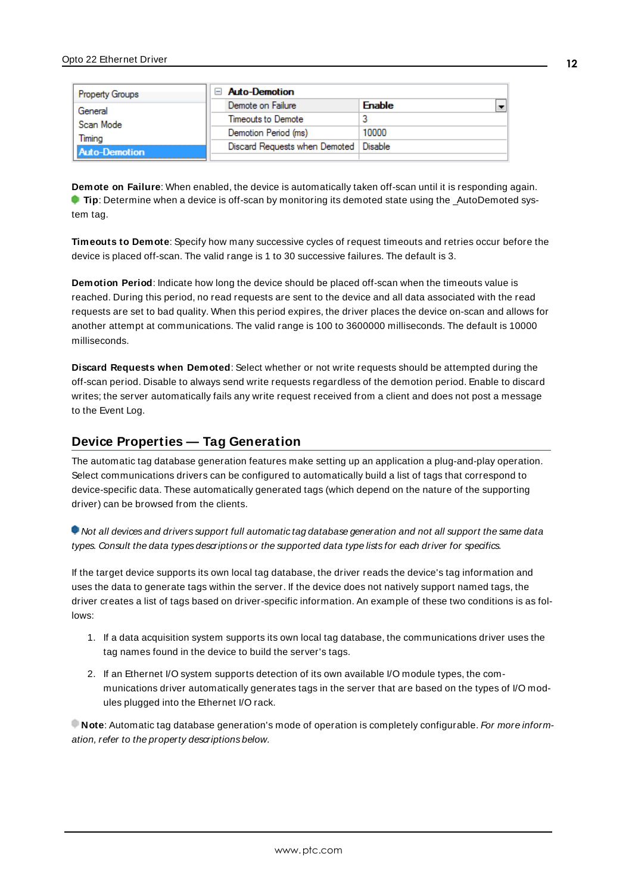| Property Groups | Auto-Demotion | |
|---|---|---|
| General | Demote on Failure | Enable |
| Scan Mode | Timeouts to Demote | 3 |
| Timing | Demotion Period (ms) | 10000 |
| Auto-Demotion | Discard Requests when Demoted | Disable |

**Demote on Failure**: When enabled, the device is automatically taken off-scan until it is responding again.
**Tip**: Determine when a device is off-scan by monitoring its demoted state using the _AutoDemoted system tag.

**Timeouts to Demote**: Specify how many successive cycles of request timeouts and retries occur before the device is placed off-scan. The valid range is 1 to 30 successive failures. The default is 3.

**Demotion Period**: Indicate how long the device should be placed off-scan when the timeouts value is reached. During this period, no read requests are sent to the device and all data associated with the read requests are set to bad quality. When this period expires, the driver places the device on-scan and allows for another attempt at communications. The valid range is 100 to 3600000 milliseconds. The default is 10000 milliseconds.

**Discard Requests when Demoted**: Select whether or not write requests should be attempted during the off-scan period. Disable to always send write requests regardless of the demotion period. Enable to discard writes; the server automatically fails any write request received from a client and does not post a message to the Event Log.

## Device Properties — Tag Generation

The automatic tag database generation features make setting up an application a plug-and-play operation. Select communications drivers can be configured to automatically build a list of tags that correspond to device-specific data. These automatically generated tags (which depend on the nature of the supporting driver) can be browsed from the clients.

*Not all devices and drivers support full automatic tag database generation and not all support the same data types. Consult the data types descriptions or the supported data type lists for each driver for specifics.*

If the target device supports its own local tag database, the driver reads the device's tag information and uses the data to generate tags within the server. If the device does not natively support named tags, the driver creates a list of tags based on driver-specific information. An example of these two conditions is as follows:

1. If a data acquisition system supports its own local tag database, the communications driver uses the tag names found in the device to build the server's tags.
2. If an Ethernet I/O system supports detection of its own available I/O module types, the communications driver automatically generates tags in the server that are based on the types of I/O modules plugged into the Ethernet I/O rack.

**Note**: Automatic tag database generation's mode of operation is completely configurable. *For more information, refer to the property descriptions below.*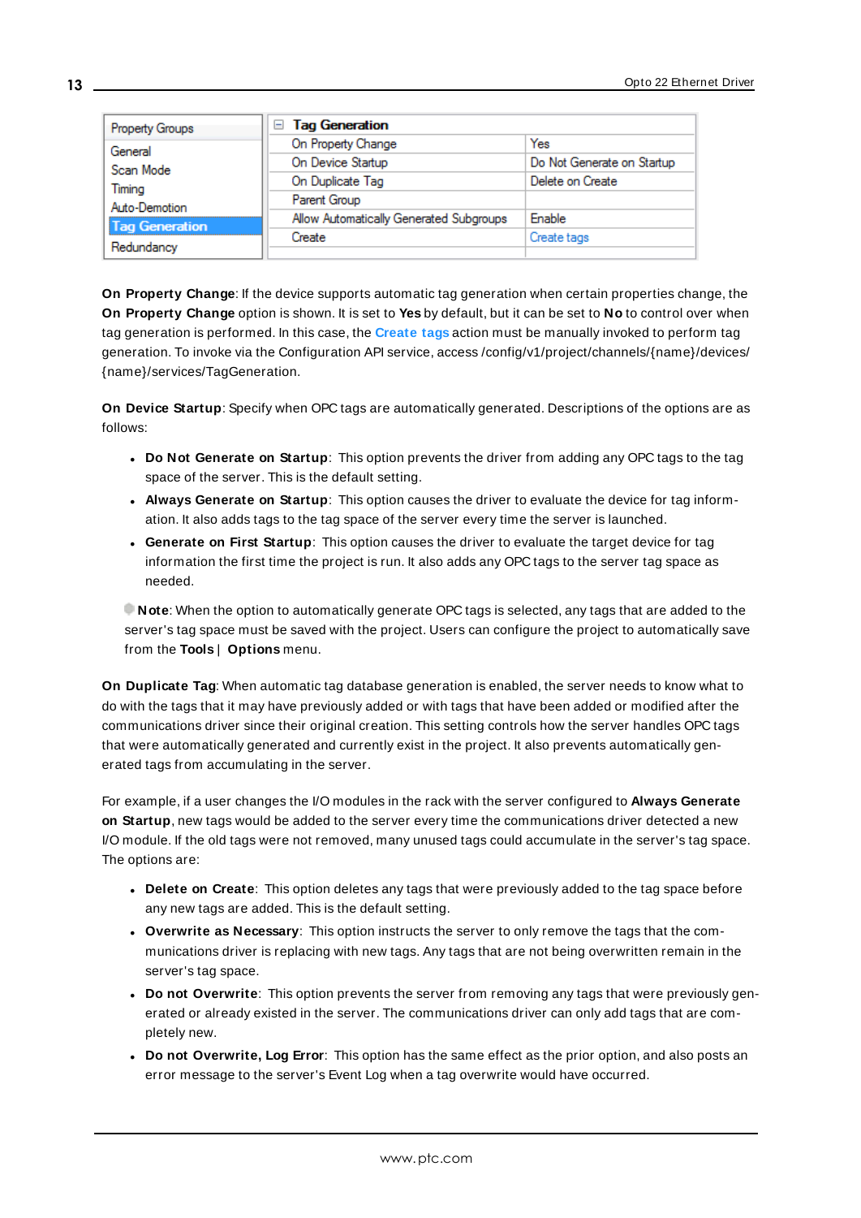| Property Groups | Tag Generation | |
|---|---|---|
| General | On Property Change | Yes |
| Scan Mode | On Device Startup | Do Not Generate on Startup |
| Timing | On Duplicate Tag | Delete on Create |
| Auto-Demotion | Parent Group | |
| **Tag Generation** | Allow Automatically Generated Subgroups | Enable |
| Redundancy | Create | Create tags |

**On Property Change**: If the device supports automatic tag generation when certain properties change, the **On Property Change** option is shown. It is set to **Yes** by default, but it can be set to **No** to control over when tag generation is performed. In this case, the **Create tags** action must be manually invoked to perform tag generation. To invoke via the Configuration API service, access /config/v1/project/channels/{name}/devices/{name}/services/TagGeneration.

**On Device Startup**: Specify when OPC tags are automatically generated. Descriptions of the options are as follows:

- **Do Not Generate on Startup**: This option prevents the driver from adding any OPC tags to the tag space of the server. This is the default setting.
- **Always Generate on Startup**: This option causes the driver to evaluate the device for tag information. It also adds tags to the tag space of the server every time the server is launched.
- **Generate on First Startup**: This option causes the driver to evaluate the target device for tag information the first time the project is run. It also adds any OPC tags to the server tag space as needed.

**Note**: When the option to automatically generate OPC tags is selected, any tags that are added to the server's tag space must be saved with the project. Users can configure the project to automatically save from the **Tools** | **Options** menu.

**On Duplicate Tag**: When automatic tag database generation is enabled, the server needs to know what to do with the tags that it may have previously added or with tags that have been added or modified after the communications driver since their original creation. This setting controls how the server handles OPC tags that were automatically generated and currently exist in the project. It also prevents automatically generated tags from accumulating in the server.

For example, if a user changes the I/O modules in the rack with the server configured to **Always Generate on Startup**, new tags would be added to the server every time the communications driver detected a new I/O module. If the old tags were not removed, many unused tags could accumulate in the server's tag space. The options are:

- **Delete on Create**: This option deletes any tags that were previously added to the tag space before any new tags are added. This is the default setting.
- **Overwrite as Necessary**: This option instructs the server to only remove the tags that the communications driver is replacing with new tags. Any tags that are not being overwritten remain in the server's tag space.
- **Do not Overwrite**: This option prevents the server from removing any tags that were previously generated or already existed in the server. The communications driver can only add tags that are completely new.
- **Do not Overwrite, Log Error**: This option has the same effect as the prior option, and also posts an error message to the server's Event Log when a tag overwrite would have occurred.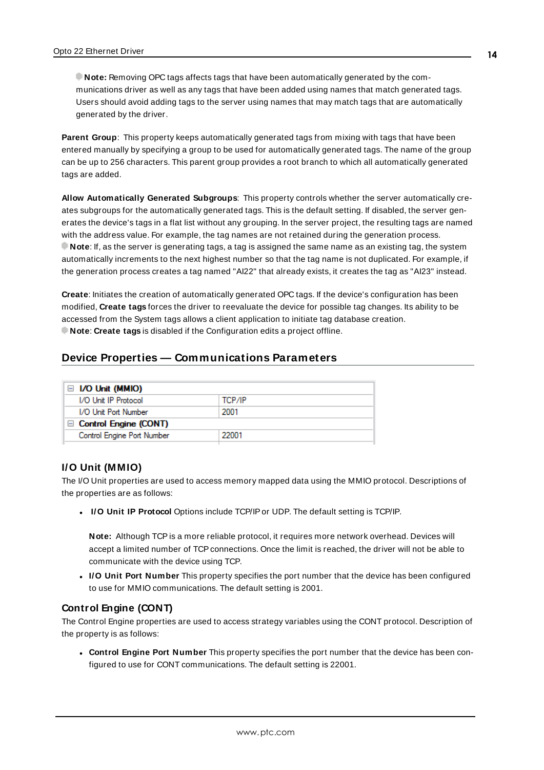**Note:** Removing OPC tags affects tags that have been automatically generated by the communications driver as well as any tags that have been added using names that match generated tags. Users should avoid adding tags to the server using names that may match tags that are automatically generated by the driver.

**Parent Group**: This property keeps automatically generated tags from mixing with tags that have been entered manually by specifying a group to be used for automatically generated tags. The name of the group can be up to 256 characters. This parent group provides a root branch to which all automatically generated tags are added.

**Allow Automatically Generated Subgroups**: This property controls whether the server automatically creates subgroups for the automatically generated tags. This is the default setting. If disabled, the server generates the device's tags in a flat list without any grouping. In the server project, the resulting tags are named with the address value. For example, the tag names are not retained during the generation process.
**Note**: If, as the server is generating tags, a tag is assigned the same name as an existing tag, the system automatically increments to the next highest number so that the tag name is not duplicated. For example, if the generation process creates a tag named "AI22" that already exists, it creates the tag as "AI23" instead.

**Create**: Initiates the creation of automatically generated OPC tags. If the device's configuration has been modified, **Create tags** forces the driver to reevaluate the device for possible tag changes. Its ability to be accessed from the System tags allows a client application to initiate tag database creation.
**Note**: **Create tags** is disabled if the Configuration edits a project offline.

## Device Properties — Communications Parameters

| **I/O Unit (MMIO)** | |
|---|---|
| I/O Unit IP Protocol | TCP/IP |
| I/O Unit Port Number | 2001 |
| **Control Engine (CONT)** | |
| Control Engine Port Number | 22001 |

### I/O Unit (MMIO)

The I/O Unit properties are used to access memory mapped data using the MMIO protocol. Descriptions of the properties are as follows:

- **I/O Unit IP Protocol** Options include TCP/IP or UDP. The default setting is TCP/IP.

  **Note:** Although TCP is a more reliable protocol, it requires more network overhead. Devices will accept a limited number of TCP connections. Once the limit is reached, the driver will not be able to communicate with the device using TCP.
- **I/O Unit Port Number** This property specifies the port number that the device has been configured to use for MMIO communications. The default setting is 2001.

### Control Engine (CONT)

The Control Engine properties are used to access strategy variables using the CONT protocol. Description of the property is as follows:

- **Control Engine Port Number** This property specifies the port number that the device has been configured to use for CONT communications. The default setting is 22001.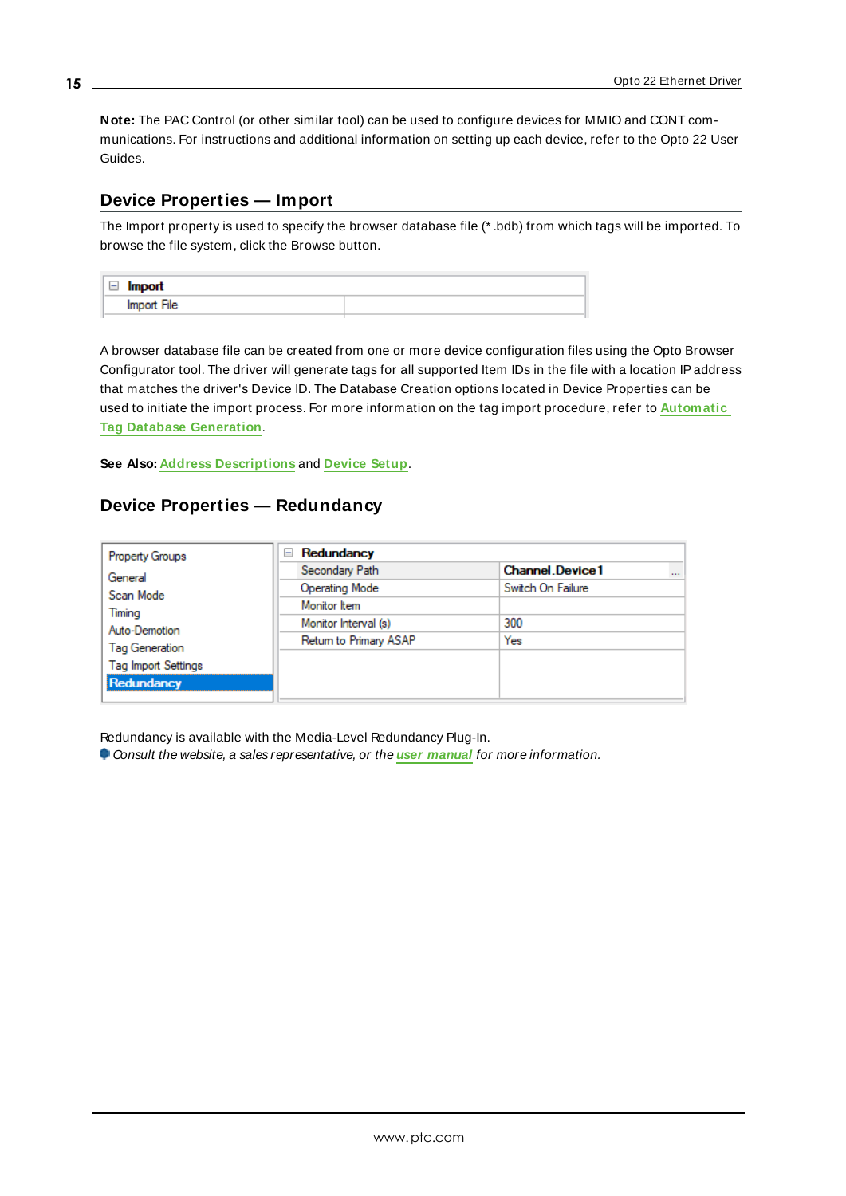**Note:** The PAC Control (or other similar tool) can be used to configure devices for MMIO and CONT communications. For instructions and additional information on setting up each device, refer to the Opto 22 User Guides.

## Device Properties — Import

The Import property is used to specify the browser database file (*.bdb) from which tags will be imported. To browse the file system, click the Browse button.

| Import | |
|---|---|
| Import File | |

A browser database file can be created from one or more device configuration files using the Opto Browser Configurator tool. The driver will generate tags for all supported Item IDs in the file with a location IP address that matches the driver's Device ID. The Database Creation options located in Device Properties can be used to initiate the import process. For more information on the tag import procedure, refer to **Automatic Tag Database Generation**.

**See Also:** **Address Descriptions** and **Device Setup**.

## Device Properties — Redundancy

| Redundancy | |
|---|---|
| Secondary Path | Channel.Device1 |
| Operating Mode | Switch On Failure |
| Monitor Item | |
| Monitor Interval (s) | 300 |
| Return to Primary ASAP | Yes |

Redundancy is available with the Media-Level Redundancy Plug-In.

*Consult the website, a sales representative, or the **user manual** for more information.*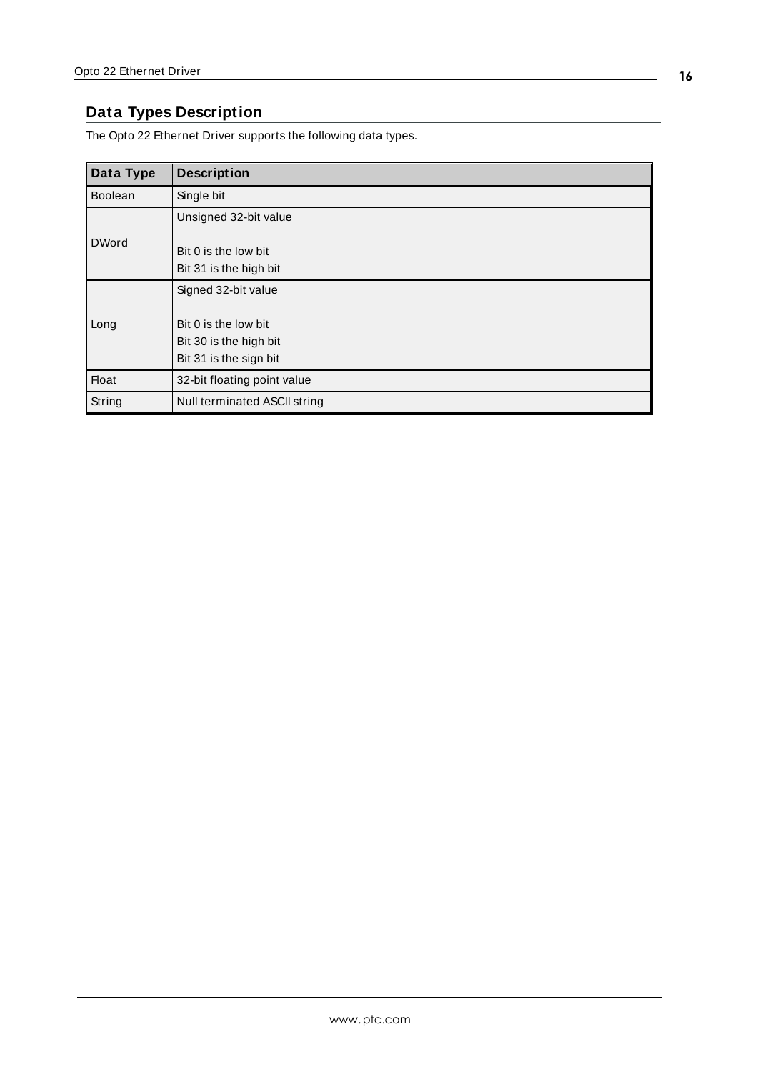## Data Types Description

The Opto 22 Ethernet Driver supports the following data types.

| Data Type | Description |
| --- | --- |
| Boolean | Single bit |
| DWord | Unsigned 32-bit value<br><br>Bit 0 is the low bit<br>Bit 31 is the high bit |
| Long | Signed 32-bit value<br><br>Bit 0 is the low bit<br>Bit 30 is the high bit<br>Bit 31 is the sign bit |
| Float | 32-bit floating point value |
| String | Null terminated ASCII string |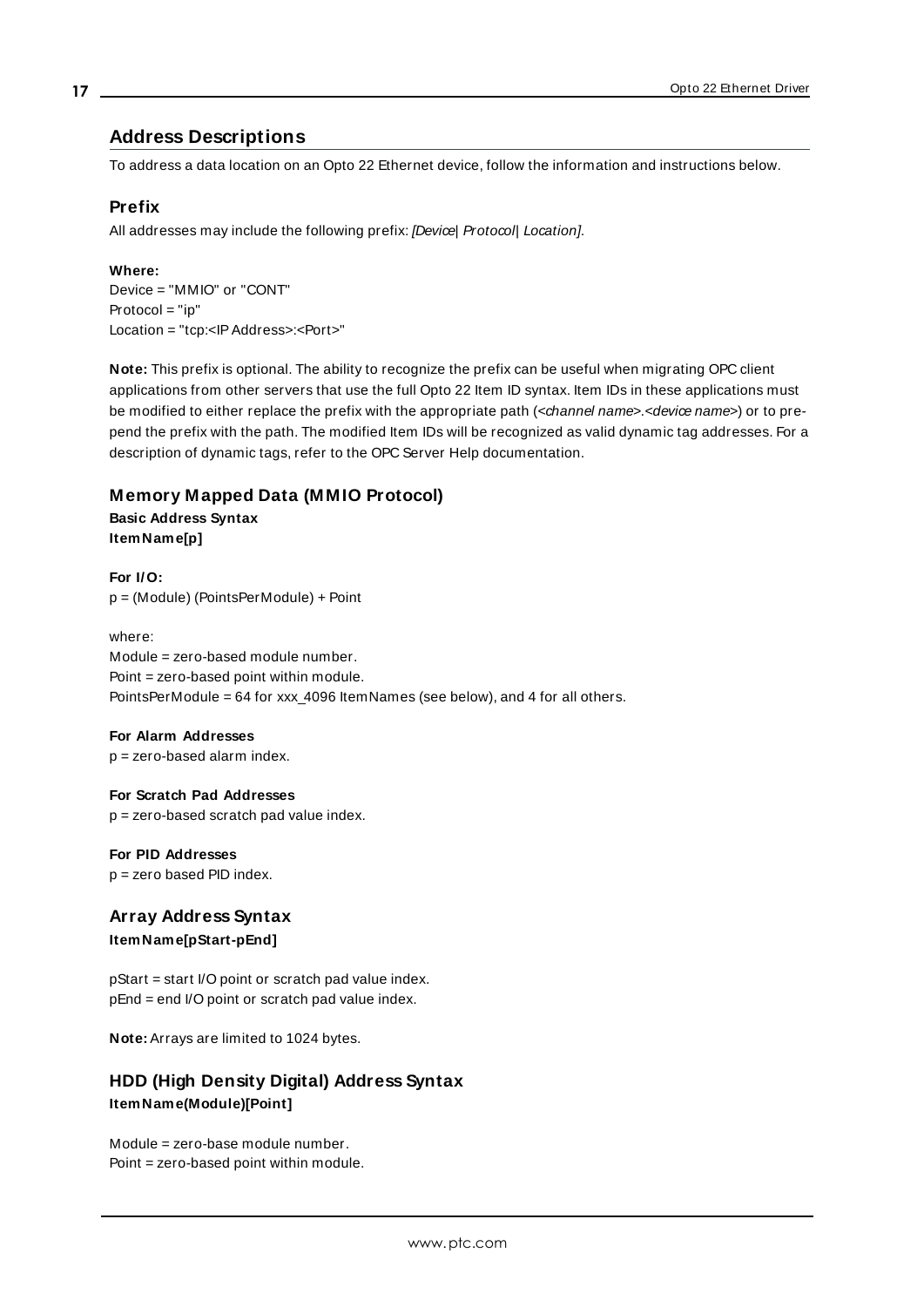# Address Descriptions

To address a data location on an Opto 22 Ethernet device, follow the information and instructions below.

## Prefix

All addresses may include the following prefix: *[Device| Protocol| Location]*.

**Where:**
Device = "MMIO" or "CONT"
Protocol = "ip"
Location = "tcp:<IP Address>:<Port>"

**Note:** This prefix is optional. The ability to recognize the prefix can be useful when migrating OPC client applications from other servers that use the full Opto 22 Item ID syntax. Item IDs in these applications must be modified to either replace the prefix with the appropriate path (*<channel name>.<device name>*) or to pre-pend the prefix with the path. The modified Item IDs will be recognized as valid dynamic tag addresses. For a description of dynamic tags, refer to the OPC Server Help documentation.

## Memory Mapped Data (MMIO Protocol)

**Basic Address Syntax**
**ItemName[p]**

**For I/O:**
p = (Module) (PointsPerModule) + Point

where:
Module = zero-based module number.
Point = zero-based point within module.
PointsPerModule = 64 for xxx_4096 ItemNames (see below), and 4 for all others.

**For Alarm Addresses**
p = zero-based alarm index.

**For Scratch Pad Addresses**
p = zero-based scratch pad value index.

**For PID Addresses**
p = zero based PID index.

## Array Address Syntax

**ItemName[pStart-pEnd]**

pStart = start I/O point or scratch pad value index.
pEnd = end I/O point or scratch pad value index.

**Note:** Arrays are limited to 1024 bytes.

## HDD (High Density Digital) Address Syntax

**ItemName(Module)[Point]**

Module = zero-base module number.
Point = zero-based point within module.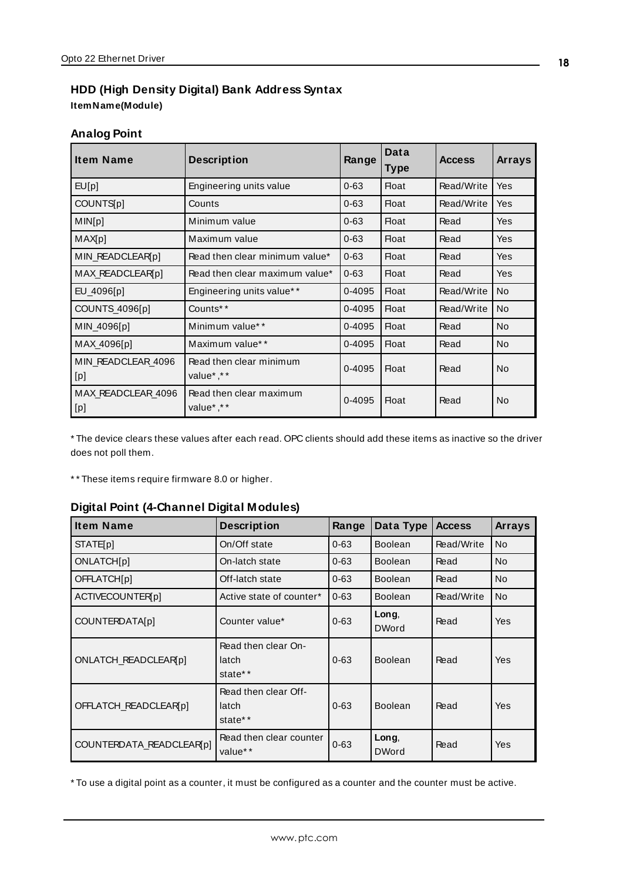## HDD (High Density Digital) Bank Address Syntax

**ItemName(Module)**

### Analog Point

| Item Name | Description | Range | Data Type | Access | Arrays |
|---|---|---|---|---|---|
| EU[p] | Engineering units value | 0-63 | Float | Read/Write | Yes |
| COUNTS[p] | Counts | 0-63 | Float | Read/Write | Yes |
| MIN[p] | Minimum value | 0-63 | Float | Read | Yes |
| MAX[p] | Maximum value | 0-63 | Float | Read | Yes |
| MIN_READCLEAR[p] | Read then clear minimum value* | 0-63 | Float | Read | Yes |
| MAX_READCLEAR[p] | Read then clear maximum value* | 0-63 | Float | Read | Yes |
| EU_4096[p] | Engineering units value** | 0-4095 | Float | Read/Write | No |
| COUNTS_4096[p] | Counts** | 0-4095 | Float | Read/Write | No |
| MIN_4096[p] | Minimum value** | 0-4095 | Float | Read | No |
| MAX_4096[p] | Maximum value** | 0-4095 | Float | Read | No |
| MIN_READCLEAR_4096[p] | Read then clear minimum value*,** | 0-4095 | Float | Read | No |
| MAX_READCLEAR_4096[p] | Read then clear maximum value*,** | 0-4095 | Float | Read | No |

* The device clears these values after each read. OPC clients should add these items as inactive so the driver does not poll them.

** These items require firmware 8.0 or higher.

### Digital Point (4-Channel Digital Modules)

| Item Name | Description | Range | Data Type | Access | Arrays |
|---|---|---|---|---|---|
| STATE[p] | On/Off state | 0-63 | Boolean | Read/Write | No |
| ONLATCH[p] | On-latch state | 0-63 | Boolean | Read | No |
| OFFLATCH[p] | Off-latch state | 0-63 | Boolean | Read | No |
| ACTIVECOUNTER[p] | Active state of counter* | 0-63 | Boolean | Read/Write | No |
| COUNTERDATA[p] | Counter value* | 0-63 | **Long**, DWord | Read | Yes |
| ONLATCH_READCLEAR[p] | Read then clear On-latch state** | 0-63 | Boolean | Read | Yes |
| OFFLATCH_READCLEAR[p] | Read then clear Off-latch state** | 0-63 | Boolean | Read | Yes |
| COUNTERDATA_READCLEAR[p] | Read then clear counter value** | 0-63 | **Long**, DWord | Read | Yes |

* To use a digital point as a counter, it must be configured as a counter and the counter must be active.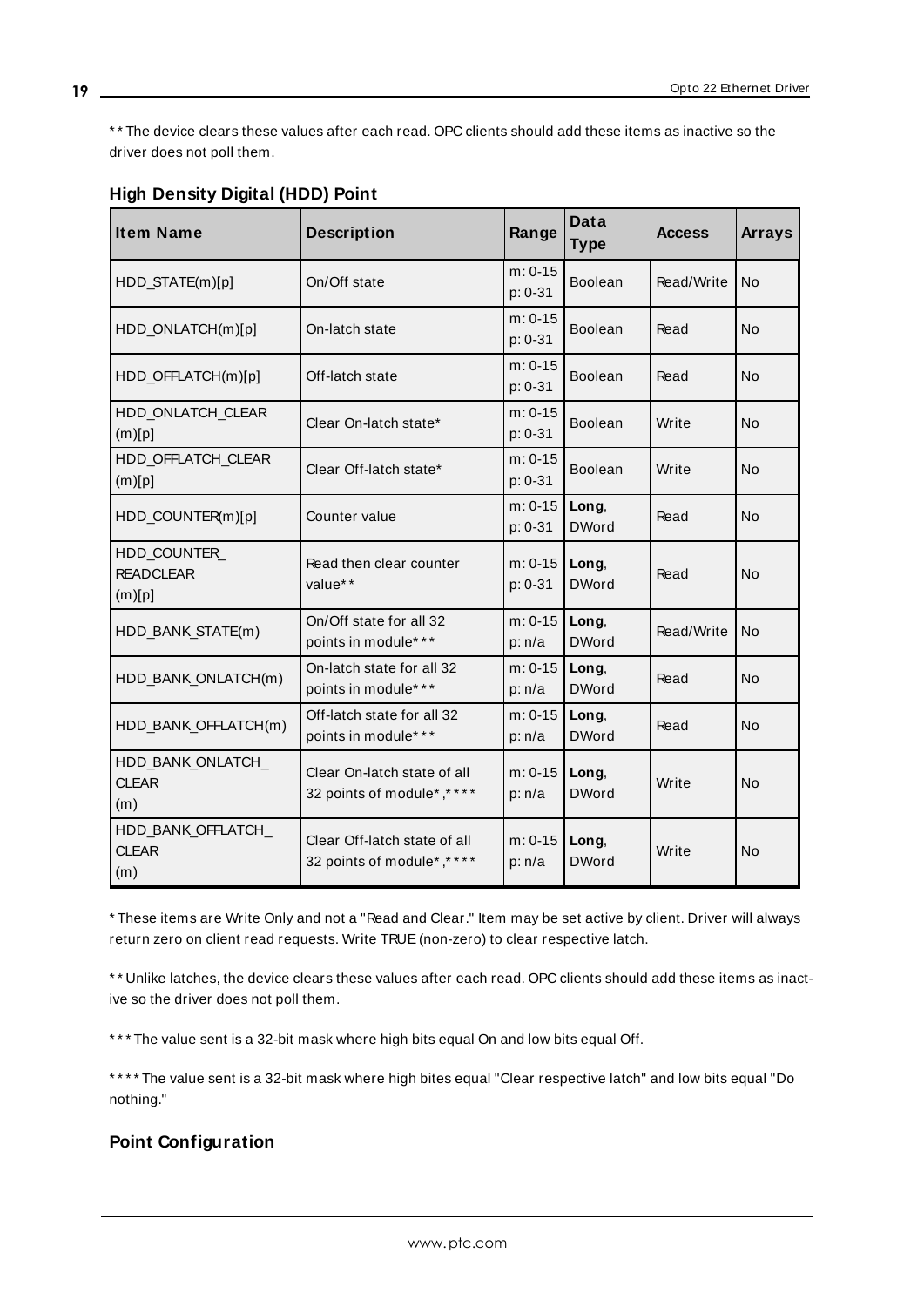** The device clears these values after each read. OPC clients should add these items as inactive so the driver does not poll them.

### High Density Digital (HDD) Point

| Item Name | Description | Range | Data Type | Access | Arrays |
|---|---|---|---|---|---|
| HDD_STATE(m)[p] | On/Off state | m: 0-15 p: 0-31 | Boolean | Read/Write | No |
| HDD_ONLATCH(m)[p] | On-latch state | m: 0-15 p: 0-31 | Boolean | Read | No |
| HDD_OFFLATCH(m)[p] | Off-latch state | m: 0-15 p: 0-31 | Boolean | Read | No |
| HDD_ONLATCH_CLEAR (m)[p] | Clear On-latch state* | m: 0-15 p: 0-31 | Boolean | Write | No |
| HDD_OFFLATCH_CLEAR (m)[p] | Clear Off-latch state* | m: 0-15 p: 0-31 | Boolean | Write | No |
| HDD_COUNTER(m)[p] | Counter value | m: 0-15 p: 0-31 | **Long**, DWord | Read | No |
| HDD_COUNTER_ READCLEAR (m)[p] | Read then clear counter value** | m: 0-15 p: 0-31 | **Long**, DWord | Read | No |
| HDD_BANK_STATE(m) | On/Off state for all 32 points in module*** | m: 0-15 p: n/a | **Long**, DWord | Read/Write | No |
| HDD_BANK_ONLATCH(m) | On-latch state for all 32 points in module*** | m: 0-15 p: n/a | **Long**, DWord | Read | No |
| HDD_BANK_OFFLATCH(m) | Off-latch state for all 32 points in module*** | m: 0-15 p: n/a | **Long**, DWord | Read | No |
| HDD_BANK_ONLATCH_ CLEAR (m) | Clear On-latch state of all 32 points of module*,**** | m: 0-15 p: n/a | **Long**, DWord | Write | No |
| HDD_BANK_OFFLATCH_ CLEAR (m) | Clear Off-latch state of all 32 points of module*,**** | m: 0-15 p: n/a | **Long**, DWord | Write | No |

* These items are Write Only and not a "Read and Clear." Item may be set active by client. Driver will always return zero on client read requests. Write TRUE (non-zero) to clear respective latch.

** Unlike latches, the device clears these values after each read. OPC clients should add these items as inactive so the driver does not poll them.

*** The value sent is a 32-bit mask where high bits equal On and low bits equal Off.

**** The value sent is a 32-bit mask where high bites equal "Clear respective latch" and low bits equal "Do nothing."

### Point Configuration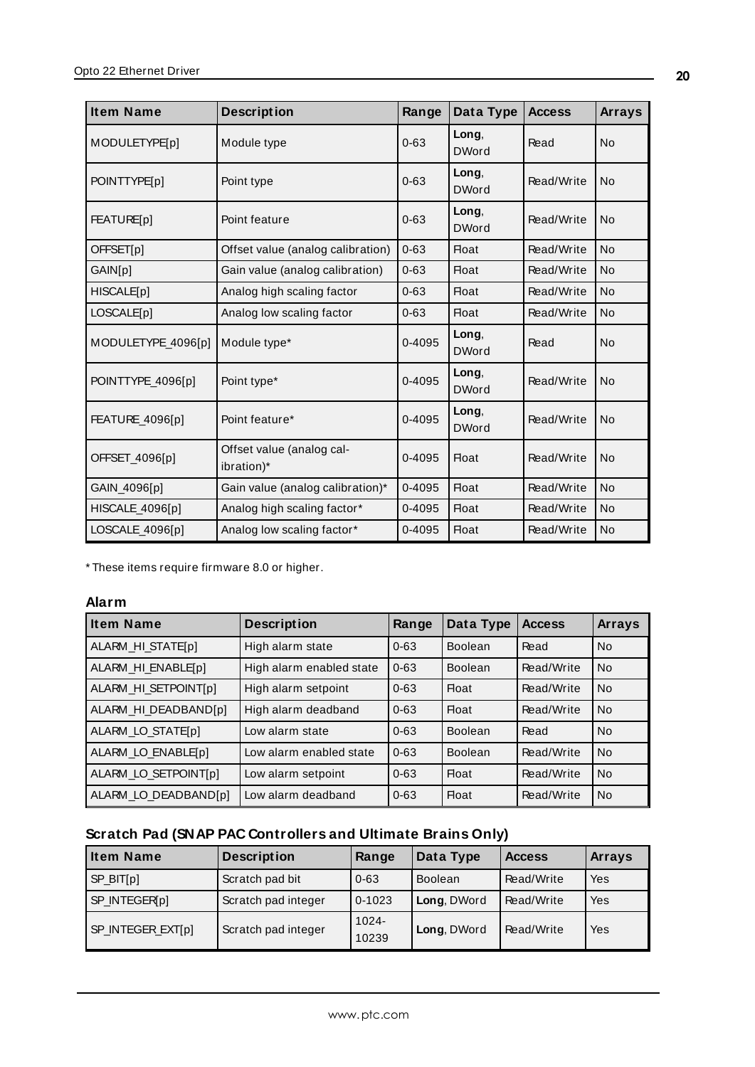| Item Name | Description | Range | Data Type | Access | Arrays |
|---|---|---|---|---|---|
| MODULETYPE[p] | Module type | 0-63 | **Long**, DWord | Read | No |
| POINTTYPE[p] | Point type | 0-63 | **Long**, DWord | Read/Write | No |
| FEATURE[p] | Point feature | 0-63 | **Long**, DWord | Read/Write | No |
| OFFSET[p] | Offset value (analog calibration) | 0-63 | Float | Read/Write | No |
| GAIN[p] | Gain value (analog calibration) | 0-63 | Float | Read/Write | No |
| HISCALE[p] | Analog high scaling factor | 0-63 | Float | Read/Write | No |
| LOSCALE[p] | Analog low scaling factor | 0-63 | Float | Read/Write | No |
| MODULETYPE_4096[p] | Module type* | 0-4095 | **Long**, DWord | Read | No |
| POINTTYPE_4096[p] | Point type* | 0-4095 | **Long**, DWord | Read/Write | No |
| FEATURE_4096[p] | Point feature* | 0-4095 | **Long**, DWord | Read/Write | No |
| OFFSET_4096[p] | Offset value (analog calibration)* | 0-4095 | Float | Read/Write | No |
| GAIN_4096[p] | Gain value (analog calibration)* | 0-4095 | Float | Read/Write | No |
| HISCALE_4096[p] | Analog high scaling factor* | 0-4095 | Float | Read/Write | No |
| LOSCALE_4096[p] | Analog low scaling factor* | 0-4095 | Float | Read/Write | No |

* These items require firmware 8.0 or higher.

### Alarm

| Item Name | Description | Range | Data Type | Access | Arrays |
|---|---|---|---|---|---|
| ALARM_HI_STATE[p] | High alarm state | 0-63 | Boolean | Read | No |
| ALARM_HI_ENABLE[p] | High alarm enabled state | 0-63 | Boolean | Read/Write | No |
| ALARM_HI_SETPOINT[p] | High alarm setpoint | 0-63 | Float | Read/Write | No |
| ALARM_HI_DEADBAND[p] | High alarm deadband | 0-63 | Float | Read/Write | No |
| ALARM_LO_STATE[p] | Low alarm state | 0-63 | Boolean | Read | No |
| ALARM_LO_ENABLE[p] | Low alarm enabled state | 0-63 | Boolean | Read/Write | No |
| ALARM_LO_SETPOINT[p] | Low alarm setpoint | 0-63 | Float | Read/Write | No |
| ALARM_LO_DEADBAND[p] | Low alarm deadband | 0-63 | Float | Read/Write | No |

### Scratch Pad (SNAP PAC Controllers and Ultimate Brains Only)

| Item Name | Description | Range | Data Type | Access | Arrays |
|---|---|---|---|---|---|
| SP_BIT[p] | Scratch pad bit | 0-63 | Boolean | Read/Write | Yes |
| SP_INTEGER[p] | Scratch pad integer | 0-1023 | **Long**, DWord | Read/Write | Yes |
| SP_INTEGER_EXT[p] | Scratch pad integer | 1024-10239 | **Long**, DWord | Read/Write | Yes |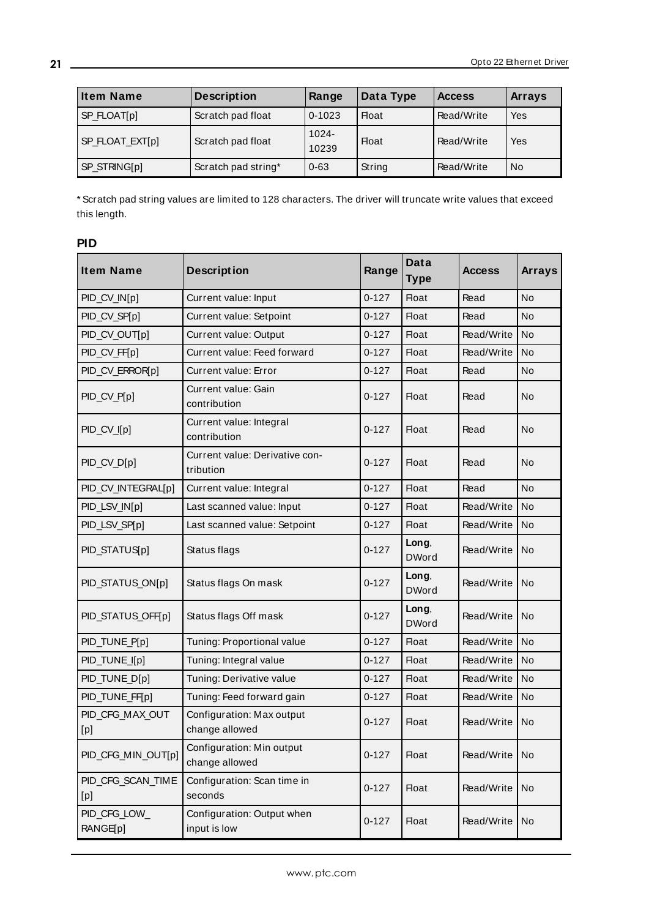| Item Name | Description | Range | Data Type | Access | Arrays |
|---|---|---|---|---|---|
| SP_FLOAT[p] | Scratch pad float | 0-1023 | Float | Read/Write | Yes |
| SP_FLOAT_EXT[p] | Scratch pad float | 1024-10239 | Float | Read/Write | Yes |
| SP_STRING[p] | Scratch pad string* | 0-63 | String | Read/Write | No |

* Scratch pad string values are limited to 128 characters. The driver will truncate write values that exceed this length.

### PID

| Item Name | Description | Range | Data Type | Access | Arrays |
|---|---|---|---|---|---|
| PID_CV_IN[p] | Current value: Input | 0-127 | Float | Read | No |
| PID_CV_SP[p] | Current value: Setpoint | 0-127 | Float | Read | No |
| PID_CV_OUT[p] | Current value: Output | 0-127 | Float | Read/Write | No |
| PID_CV_FF[p] | Current value: Feed forward | 0-127 | Float | Read/Write | No |
| PID_CV_ERROR[p] | Current value: Error | 0-127 | Float | Read | No |
| PID_CV_P[p] | Current value: Gain contribution | 0-127 | Float | Read | No |
| PID_CV_I[p] | Current value: Integral contribution | 0-127 | Float | Read | No |
| PID_CV_D[p] | Current value: Derivative contribution | 0-127 | Float | Read | No |
| PID_CV_INTEGRAL[p] | Current value: Integral | 0-127 | Float | Read | No |
| PID_LSV_IN[p] | Last scanned value: Input | 0-127 | Float | Read/Write | No |
| PID_LSV_SP[p] | Last scanned value: Setpoint | 0-127 | Float | Read/Write | No |
| PID_STATUS[p] | Status flags | 0-127 | **Long**, DWord | Read/Write | No |
| PID_STATUS_ON[p] | Status flags On mask | 0-127 | **Long**, DWord | Read/Write | No |
| PID_STATUS_OFF[p] | Status flags Off mask | 0-127 | **Long**, DWord | Read/Write | No |
| PID_TUNE_P[p] | Tuning: Proportional value | 0-127 | Float | Read/Write | No |
| PID_TUNE_I[p] | Tuning: Integral value | 0-127 | Float | Read/Write | No |
| PID_TUNE_D[p] | Tuning: Derivative value | 0-127 | Float | Read/Write | No |
| PID_TUNE_FF[p] | Tuning: Feed forward gain | 0-127 | Float | Read/Write | No |
| PID_CFG_MAX_OUT[p] | Configuration: Max output change allowed | 0-127 | Float | Read/Write | No |
| PID_CFG_MIN_OUT[p] | Configuration: Min output change allowed | 0-127 | Float | Read/Write | No |
| PID_CFG_SCAN_TIME[p] | Configuration: Scan time in seconds | 0-127 | Float | Read/Write | No |
| PID_CFG_LOW_RANGE[p] | Configuration: Output when input is low | 0-127 | Float | Read/Write | No |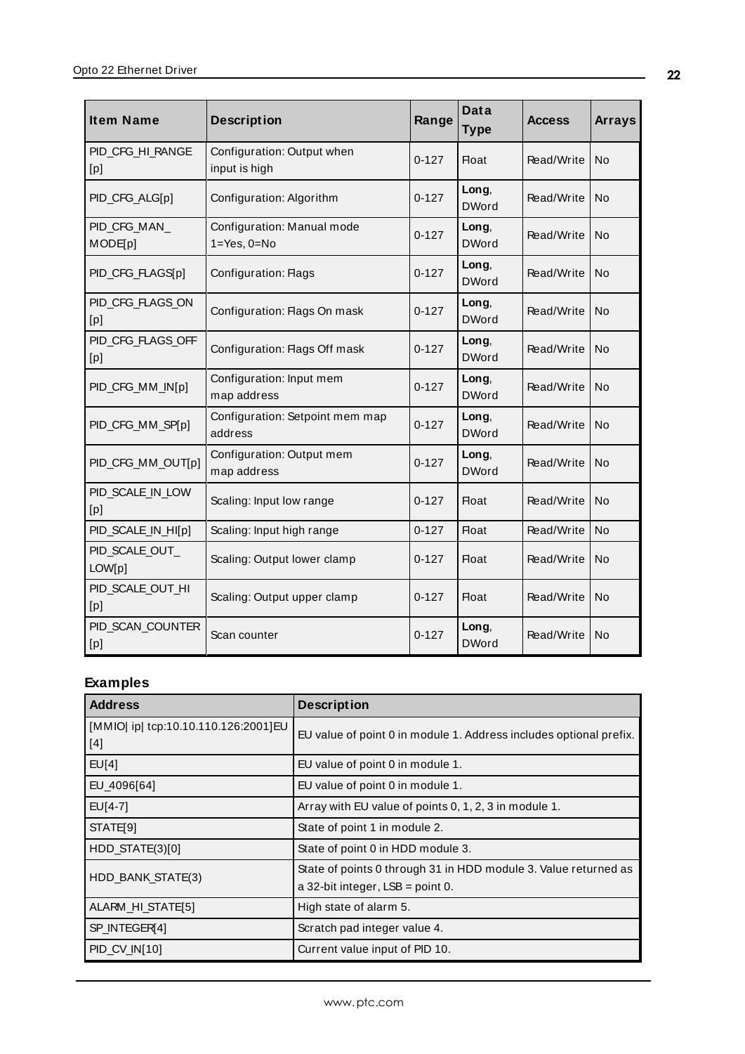| Item Name | Description | Range | Data Type | Access | Arrays |
|---|---|---|---|---|---|
| PID_CFG_HI_RANGE [p] | Configuration: Output when input is high | 0-127 | Float | Read/Write | No |
| PID_CFG_ALG[p] | Configuration: Algorithm | 0-127 | **Long**, DWord | Read/Write | No |
| PID_CFG_MAN_MODE[p] | Configuration: Manual mode 1=Yes, 0=No | 0-127 | **Long**, DWord | Read/Write | No |
| PID_CFG_FLAGS[p] | Configuration: Flags | 0-127 | **Long**, DWord | Read/Write | No |
| PID_CFG_FLAGS_ON [p] | Configuration: Flags On mask | 0-127 | **Long**, DWord | Read/Write | No |
| PID_CFG_FLAGS_OFF [p] | Configuration: Flags Off mask | 0-127 | **Long**, DWord | Read/Write | No |
| PID_CFG_MM_IN[p] | Configuration: Input mem map address | 0-127 | **Long**, DWord | Read/Write | No |
| PID_CFG_MM_SP[p] | Configuration: Setpoint mem map address | 0-127 | **Long**, DWord | Read/Write | No |
| PID_CFG_MM_OUT[p] | Configuration: Output mem map address | 0-127 | **Long**, DWord | Read/Write | No |
| PID_SCALE_IN_LOW [p] | Scaling: Input low range | 0-127 | Float | Read/Write | No |
| PID_SCALE_IN_HI[p] | Scaling: Input high range | 0-127 | Float | Read/Write | No |
| PID_SCALE_OUT_LOW[p] | Scaling: Output lower clamp | 0-127 | Float | Read/Write | No |
| PID_SCALE_OUT_HI [p] | Scaling: Output upper clamp | 0-127 | Float | Read/Write | No |
| PID_SCAN_COUNTER [p] | Scan counter | 0-127 | **Long**, DWord | Read/Write | No |

### Examples

| Address | Description |
|---|---|
| [MMIO\| ip\| tcp:10.10.110.126:2001]EU [4] | EU value of point 0 in module 1. Address includes optional prefix. |
| EU[4] | EU value of point 0 in module 1. |
| EU_4096[64] | EU value of point 0 in module 1. |
| EU[4-7] | Array with EU value of points 0, 1, 2, 3 in module 1. |
| STATE[9] | State of point 1 in module 2. |
| HDD_STATE(3)[0] | State of point 0 in HDD module 3. |
| HDD_BANK_STATE(3) | State of points 0 through 31 in HDD module 3. Value returned as a 32-bit integer, LSB = point 0. |
| ALARM_HI_STATE[5] | High state of alarm 5. |
| SP_INTEGER[4] | Scratch pad integer value 4. |
| PID_CV_IN[10] | Current value input of PID 10. |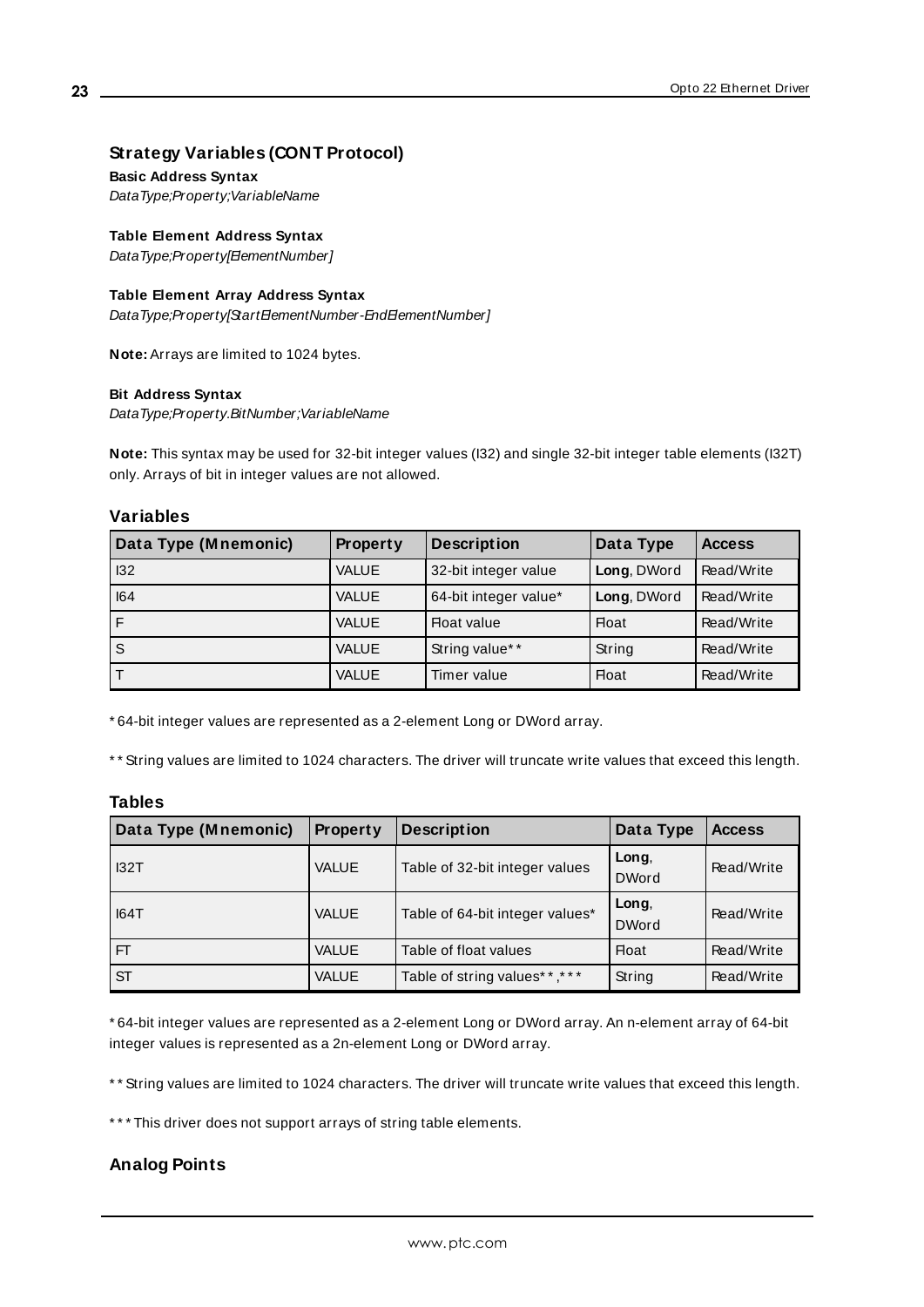### Strategy Variables (CONT Protocol)

**Basic Address Syntax**

*DataType;Property;VariableName*

**Table Element Address Syntax**

*DataType;Property[ElementNumber]*

**Table Element Array Address Syntax**

*DataType;Property[StartElementNumber-EndElementNumber]*

**Note:** Arrays are limited to 1024 bytes.

**Bit Address Syntax**

*DataType;Property.BitNumber;VariableName*

**Note:** This syntax may be used for 32-bit integer values (I32) and single 32-bit integer table elements (I32T) only. Arrays of bit in integer values are not allowed.

#### Variables

| Data Type (Mnemonic) | Property | Description | Data Type | Access |
|---|---|---|---|---|
| I32 | VALUE | 32-bit integer value | **Long**, DWord | Read/Write |
| I64 | VALUE | 64-bit integer value* | **Long**, DWord | Read/Write |
| F | VALUE | Float value | Float | Read/Write |
| S | VALUE | String value** | String | Read/Write |
| T | VALUE | Timer value | Float | Read/Write |

* 64-bit integer values are represented as a 2-element Long or DWord array.

** String values are limited to 1024 characters. The driver will truncate write values that exceed this length.

#### Tables

| Data Type (Mnemonic) | Property | Description | Data Type | Access |
|---|---|---|---|---|
| I32T | VALUE | Table of 32-bit integer values | **Long**, DWord | Read/Write |
| I64T | VALUE | Table of 64-bit integer values* | **Long**, DWord | Read/Write |
| FT | VALUE | Table of float values | Float | Read/Write |
| ST | VALUE | Table of string values**,*** | String | Read/Write |

* 64-bit integer values are represented as a 2-element Long or DWord array. An n-element array of 64-bit integer values is represented as a 2n-element Long or DWord array.

** String values are limited to 1024 characters. The driver will truncate write values that exceed this length.

*** This driver does not support arrays of string table elements.

### Analog Points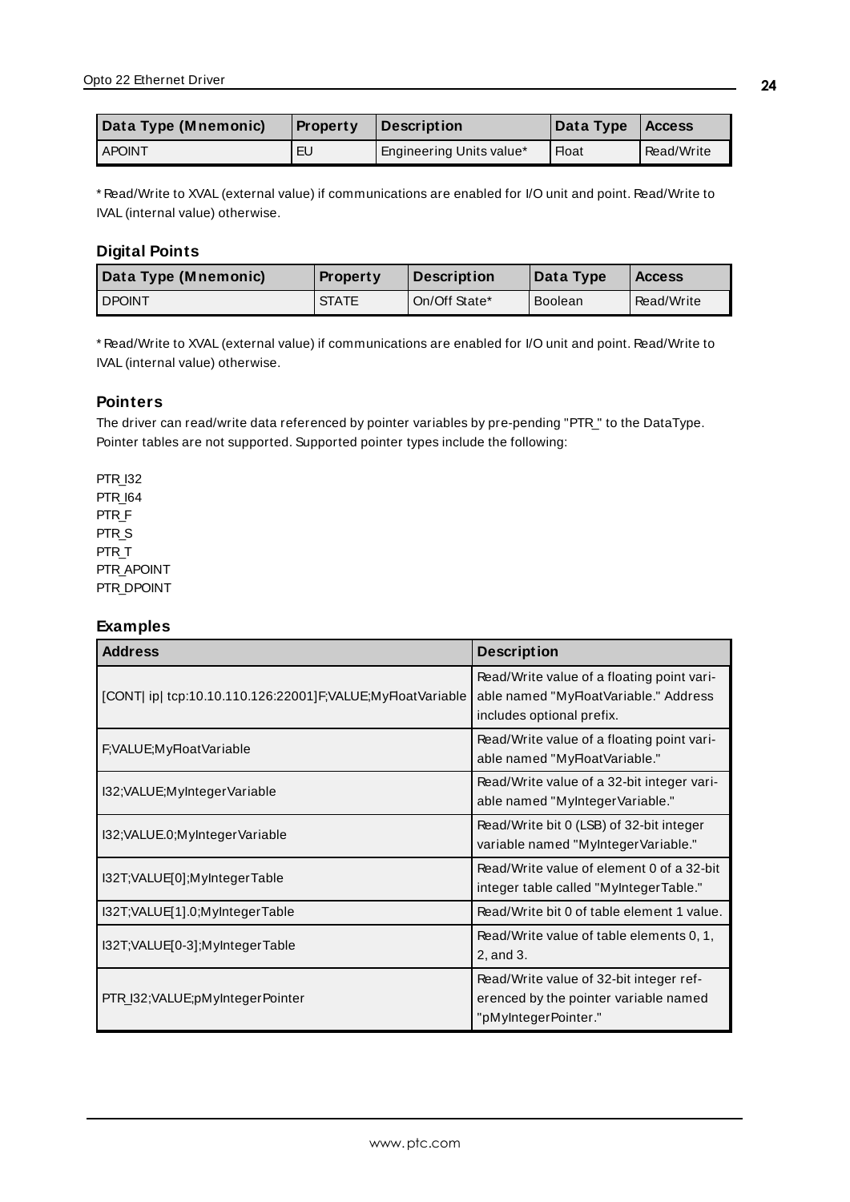| Data Type (Mnemonic) | Property | Description | Data Type | Access |
|---|---|---|---|---|
| APOINT | EU | Engineering Units value* | Float | Read/Write |

* Read/Write to XVAL (external value) if communications are enabled for I/O unit and point. Read/Write to IVAL (internal value) otherwise.

### Digital Points

| Data Type (Mnemonic) | Property | Description | Data Type | Access |
|---|---|---|---|---|
| DPOINT | STATE | On/Off State* | Boolean | Read/Write |

* Read/Write to XVAL (external value) if communications are enabled for I/O unit and point. Read/Write to IVAL (internal value) otherwise.

### Pointers

The driver can read/write data referenced by pointer variables by pre-pending "PTR_" to the DataType. Pointer tables are not supported. Supported pointer types include the following:

PTR_I32
PTR_I64
PTR_F
PTR_S
PTR_T
PTR_APOINT
PTR_DPOINT

### Examples

| Address | Description |
|---|---|
| [CONT\| ip\| tcp:10.10.110.126:22001]F;VALUE;MyFloatVariable | Read/Write value of a floating point variable named "MyFloatVariable." Address includes optional prefix. |
| F;VALUE;MyFloatVariable | Read/Write value of a floating point variable named "MyFloatVariable." |
| I32;VALUE;MyIntegerVariable | Read/Write value of a 32-bit integer variable named "MyIntegerVariable." |
| I32;VALUE.0;MyIntegerVariable | Read/Write bit 0 (LSB) of 32-bit integer variable named "MyIntegerVariable." |
| I32T;VALUE[0];MyIntegerTable | Read/Write value of element 0 of a 32-bit integer table called "MyIntegerTable." |
| I32T;VALUE[1].0;MyIntegerTable | Read/Write bit 0 of table element 1 value. |
| I32T;VALUE[0-3];MyIntegerTable | Read/Write value of table elements 0, 1, 2, and 3. |
| PTR_I32;VALUE;pMyIntegerPointer | Read/Write value of 32-bit integer referenced by the pointer variable named "pMyIntegerPointer." |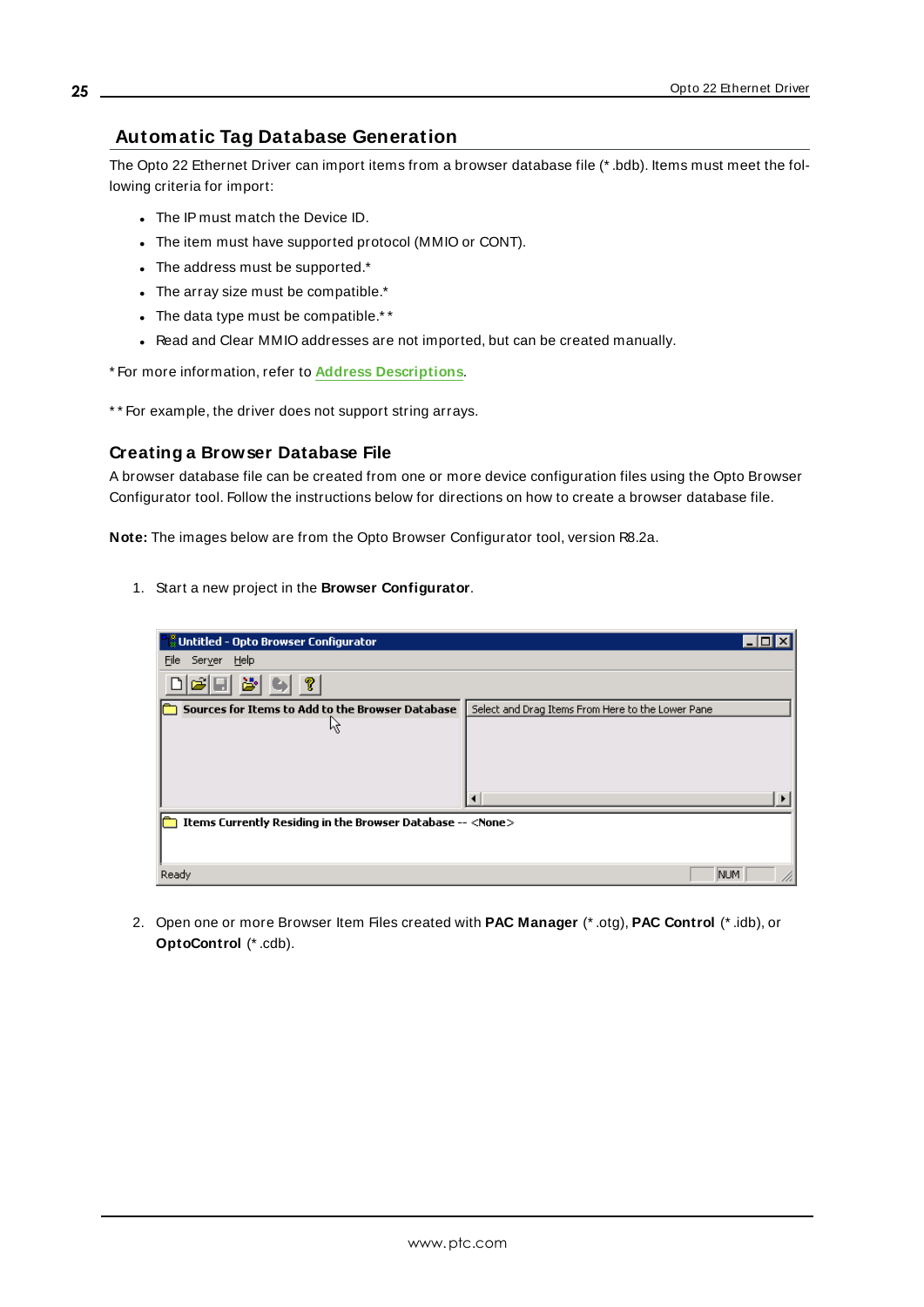## Automatic Tag Database Generation

The Opto 22 Ethernet Driver can import items from a browser database file (*.bdb). Items must meet the following criteria for import:

- The IP must match the Device ID.
- The item must have supported protocol (MMIO or CONT).
- The address must be supported.*
- The array size must be compatible.*
- The data type must be compatible.**
- Read and Clear MMIO addresses are not imported, but can be created manually.

* For more information, refer to **Address Descriptions**.

** For example, the driver does not support string arrays.

### Creating a Browser Database File

A browser database file can be created from one or more device configuration files using the Opto Browser Configurator tool. Follow the instructions below for directions on how to create a browser database file.

**Note:** The images below are from the Opto Browser Configurator tool, version R8.2a.

1. Start a new project in the **Browser Configurator**.

2. Open one or more Browser Item Files created with **PAC Manager** (*.otg), **PAC Control** (*.idb), or **OptoControl** (*.cdb).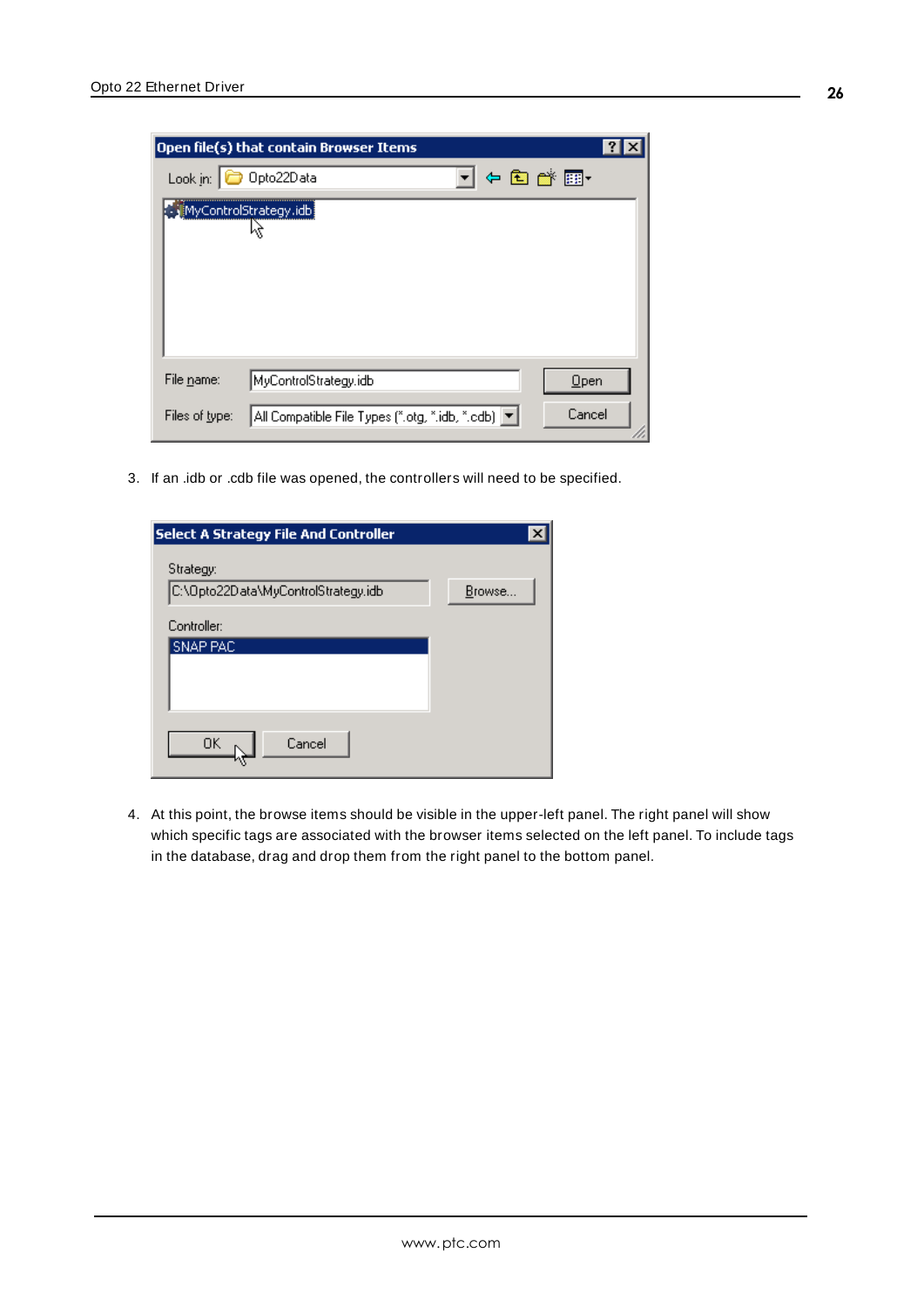3. If an .idb or .cdb file was opened, the controllers will need to be specified.

4. At this point, the browse items should be visible in the upper-left panel. The right panel will show which specific tags are associated with the browser items selected on the left panel. To include tags in the database, drag and drop them from the right panel to the bottom panel.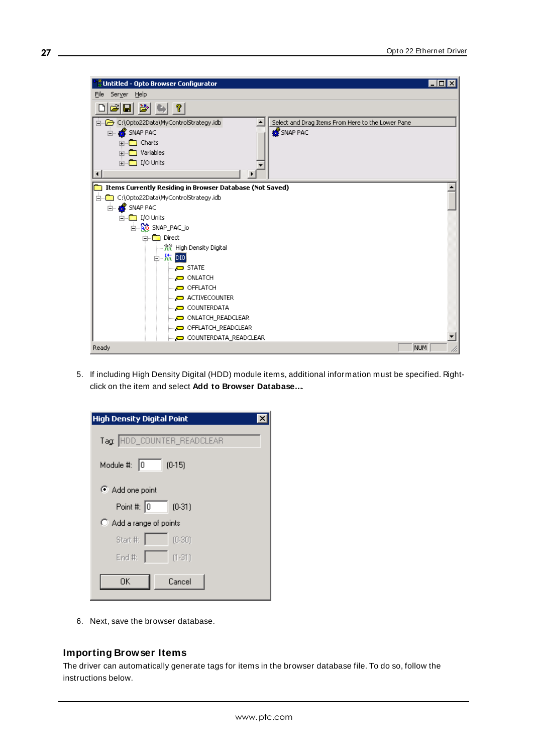5. If including High Density Digital (HDD) module items, additional information must be specified. Right-click on the item and select **Add to Browser Database...**.

6. Next, save the browser database.

## Importing Browser Items

The driver can automatically generate tags for items in the browser database file. To do so, follow the instructions below.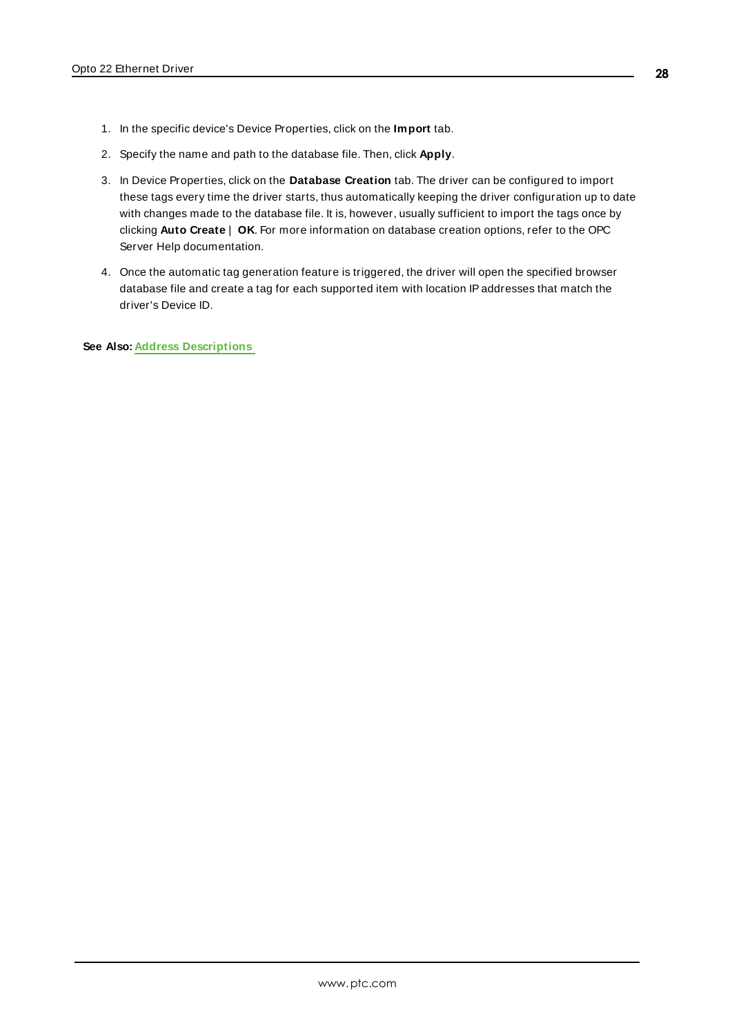1. In the specific device's Device Properties, click on the **Import** tab.
2. Specify the name and path to the database file. Then, click **Apply**.
3. In Device Properties, click on the **Database Creation** tab. The driver can be configured to import these tags every time the driver starts, thus automatically keeping the driver configuration up to date with changes made to the database file. It is, however, usually sufficient to import the tags once by clicking **Auto Create** | **OK**. For more information on database creation options, refer to the OPC Server Help documentation.
4. Once the automatic tag generation feature is triggered, the driver will open the specified browser database file and create a tag for each supported item with location IP addresses that match the driver's Device ID.

**See Also:** Address Descriptions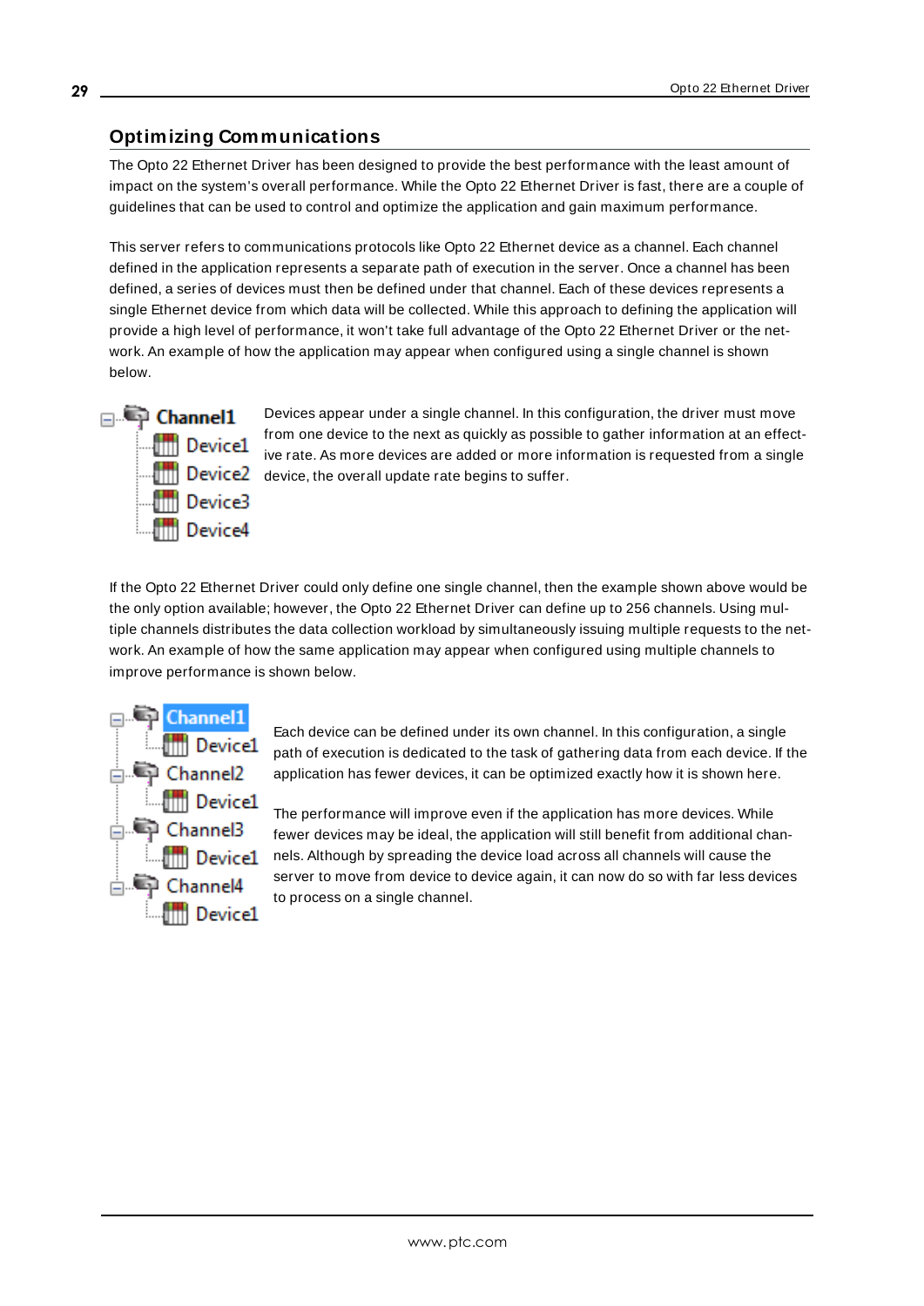## Optimizing Communications

The Opto 22 Ethernet Driver has been designed to provide the best performance with the least amount of impact on the system's overall performance. While the Opto 22 Ethernet Driver is fast, there are a couple of guidelines that can be used to control and optimize the application and gain maximum performance.

This server refers to communications protocols like Opto 22 Ethernet device as a channel. Each channel defined in the application represents a separate path of execution in the server. Once a channel has been defined, a series of devices must then be defined under that channel. Each of these devices represents a single Ethernet device from which data will be collected. While this approach to defining the application will provide a high level of performance, it won't take full advantage of the Opto 22 Ethernet Driver or the network. An example of how the application may appear when configured using a single channel is shown below.

Devices appear under a single channel. In this configuration, the driver must move from one device to the next as quickly as possible to gather information at an effective rate. As more devices are added or more information is requested from a single device, the overall update rate begins to suffer.

If the Opto 22 Ethernet Driver could only define one single channel, then the example shown above would be the only option available; however, the Opto 22 Ethernet Driver can define up to 256 channels. Using multiple channels distributes the data collection workload by simultaneously issuing multiple requests to the network. An example of how the same application may appear when configured using multiple channels to improve performance is shown below.

Each device can be defined under its own channel. In this configuration, a single path of execution is dedicated to the task of gathering data from each device. If the application has fewer devices, it can be optimized exactly how it is shown here.

The performance will improve even if the application has more devices. While fewer devices may be ideal, the application will still benefit from additional channels. Although by spreading the device load across all channels will cause the server to move from device to device again, it can now do so with far less devices to process on a single channel.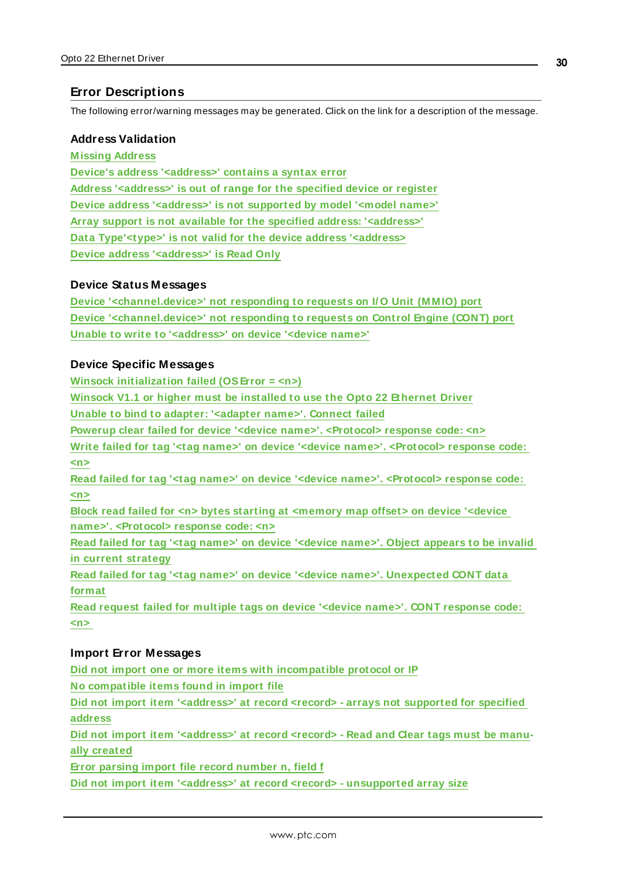## Error Descriptions

The following error/warning messages may be generated. Click on the link for a description of the message.

### Address Validation

Missing Address
Device's address '<address>' contains a syntax error
Address '<address>' is out of range for the specified device or register
Device address '<address>' is not supported by model '<model name>'
Array support is not available for the specified address: '<address>'
Data Type'<type>' is not valid for the device address '<address>
Device address '<address>' is Read Only

### Device Status Messages

Device '<channel.device>' not responding to requests on I/O Unit (MMIO) port
Device '<channel.device>' not responding to requests on Control Engine (CONT) port
Unable to write to '<address>' on device '<device name>'

### Device Specific Messages

Winsock initialization failed (OS Error = <n>)
Winsock V1.1 or higher must be installed to use the Opto 22 Ethernet Driver
Unable to bind to adapter: '<adapter name>'. Connect failed
Powerup clear failed for device '<device name>'. <Protocol> response code: <n>
Write failed for tag '<tag name>' on device '<device name>'. <Protocol> response code: <n>
Read failed for tag '<tag name>' on device '<device name>'. <Protocol> response code: <n>
Block read failed for <n> bytes starting at <memory map offset> on device '<device name>'. <Protocol> response code: <n>
Read failed for tag '<tag name>' on device '<device name>'. Object appears to be invalid in current strategy
Read failed for tag '<tag name>' on device '<device name>'. Unexpected CONT data format
Read request failed for multiple tags on device '<device name>'. CONT response code: <n>

### Import Error Messages

Did not import one or more items with incompatible protocol or IP
No compatible items found in import file
Did not import item '<address>' at record <record> - arrays not supported for specified address
Did not import item '<address>' at record <record> - Read and Clear tags must be manually created
Error parsing import file record number n, field f
Did not import item '<address>' at record <record> - unsupported array size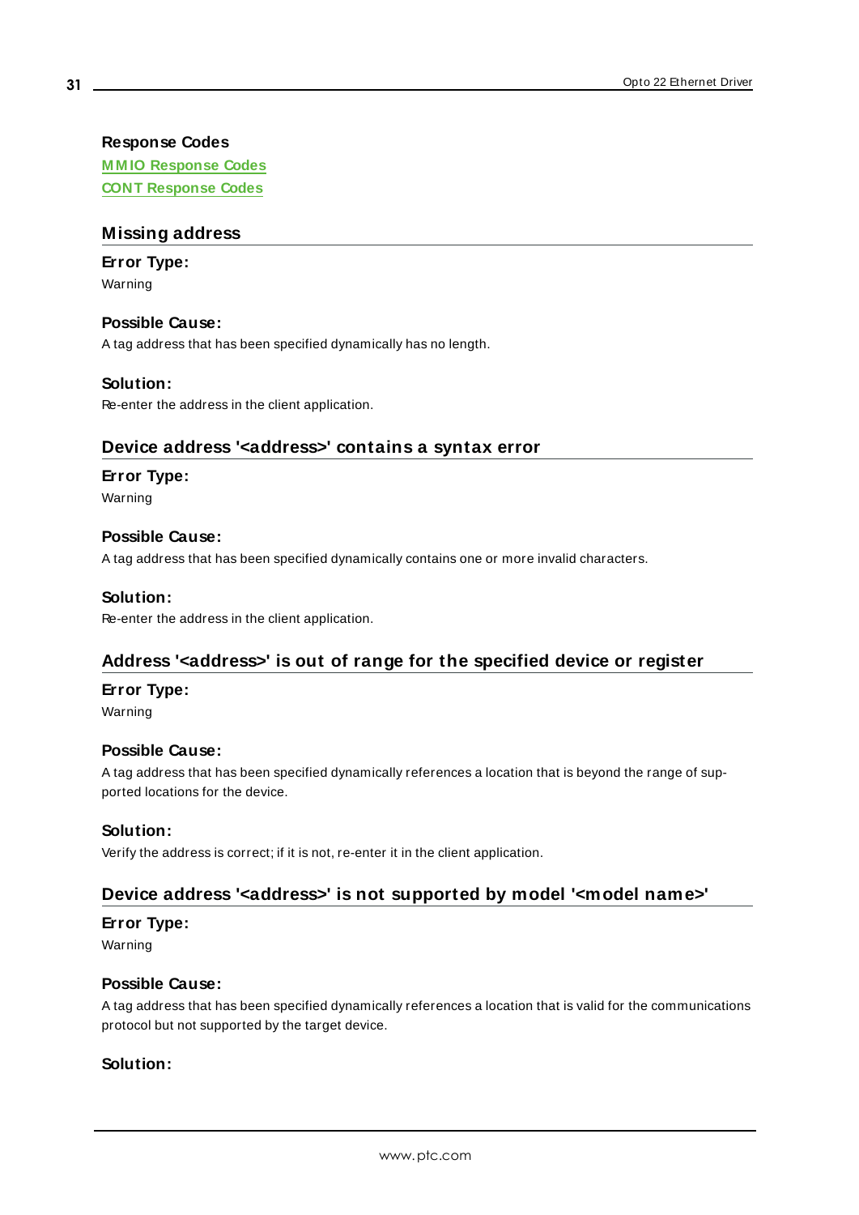**Response Codes**

MMIO Response Codes

CONT Response Codes

## Missing address

**Error Type:**

Warning

**Possible Cause:**

A tag address that has been specified dynamically has no length.

**Solution:**

Re-enter the address in the client application.

## Device address '<address>' contains a syntax error

**Error Type:**

Warning

**Possible Cause:**

A tag address that has been specified dynamically contains one or more invalid characters.

**Solution:**

Re-enter the address in the client application.

## Address '<address>' is out of range for the specified device or register

**Error Type:**

Warning

**Possible Cause:**

A tag address that has been specified dynamically references a location that is beyond the range of supported locations for the device.

**Solution:**

Verify the address is correct; if it is not, re-enter it in the client application.

## Device address '<address>' is not supported by model '<model name>'

**Error Type:**

Warning

**Possible Cause:**

A tag address that has been specified dynamically references a location that is valid for the communications protocol but not supported by the target device.

**Solution:**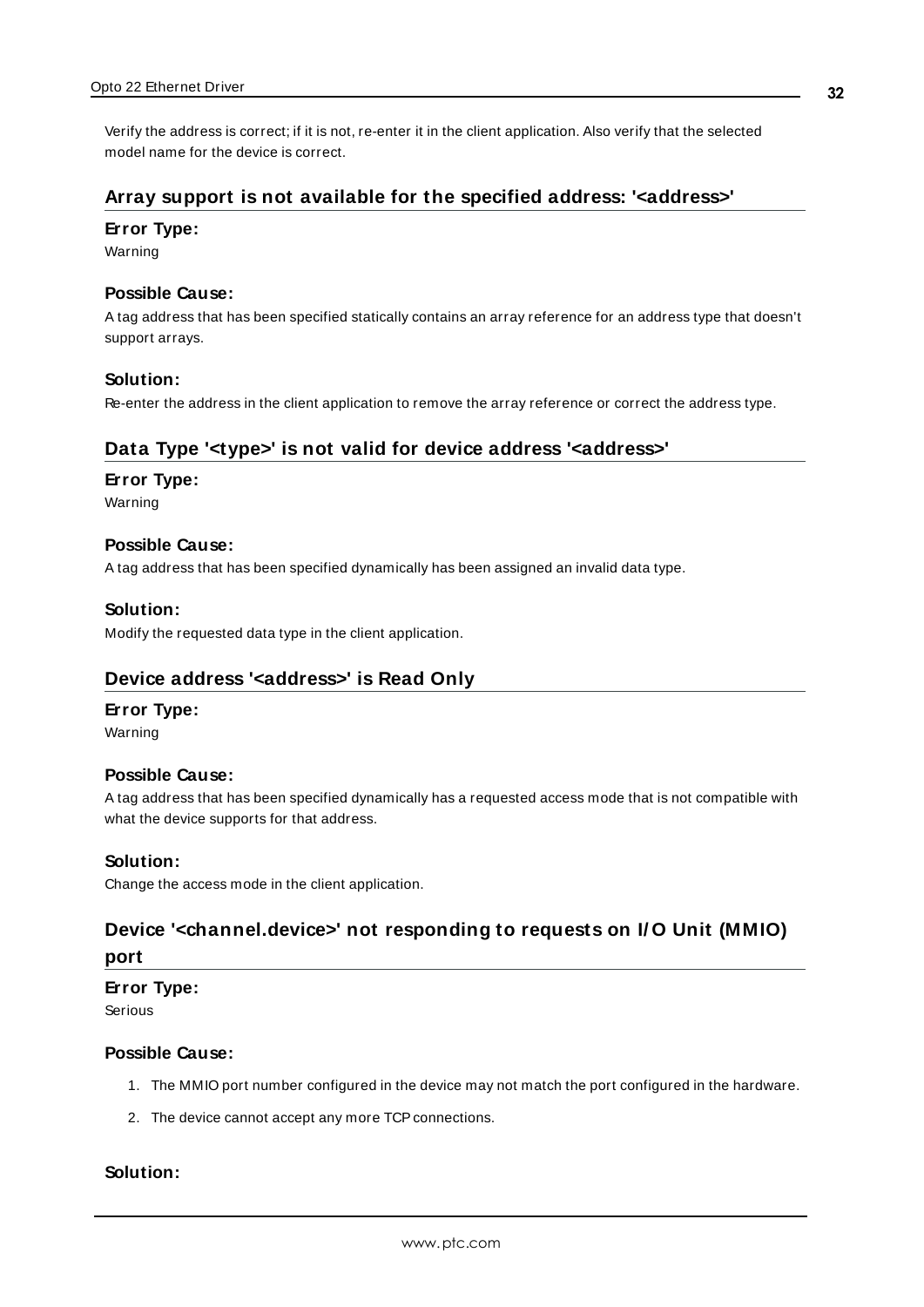Verify the address is correct; if it is not, re-enter it in the client application. Also verify that the selected model name for the device is correct.

## Array support is not available for the specified address: '<address>'

### Error Type:

Warning

### Possible Cause:

A tag address that has been specified statically contains an array reference for an address type that doesn't support arrays.

### Solution:

Re-enter the address in the client application to remove the array reference or correct the address type.

## Data Type '<type>' is not valid for device address '<address>'

### Error Type:

Warning

### Possible Cause:

A tag address that has been specified dynamically has been assigned an invalid data type.

### Solution:

Modify the requested data type in the client application.

## Device address '<address>' is Read Only

### Error Type:

Warning

### Possible Cause:

A tag address that has been specified dynamically has a requested access mode that is not compatible with what the device supports for that address.

### Solution:

Change the access mode in the client application.

## Device '<channel.device>' not responding to requests on I/O Unit (MMIO) port

### Error Type:

Serious

### Possible Cause:

1. The MMIO port number configured in the device may not match the port configured in the hardware.
2. The device cannot accept any more TCP connections.

### Solution: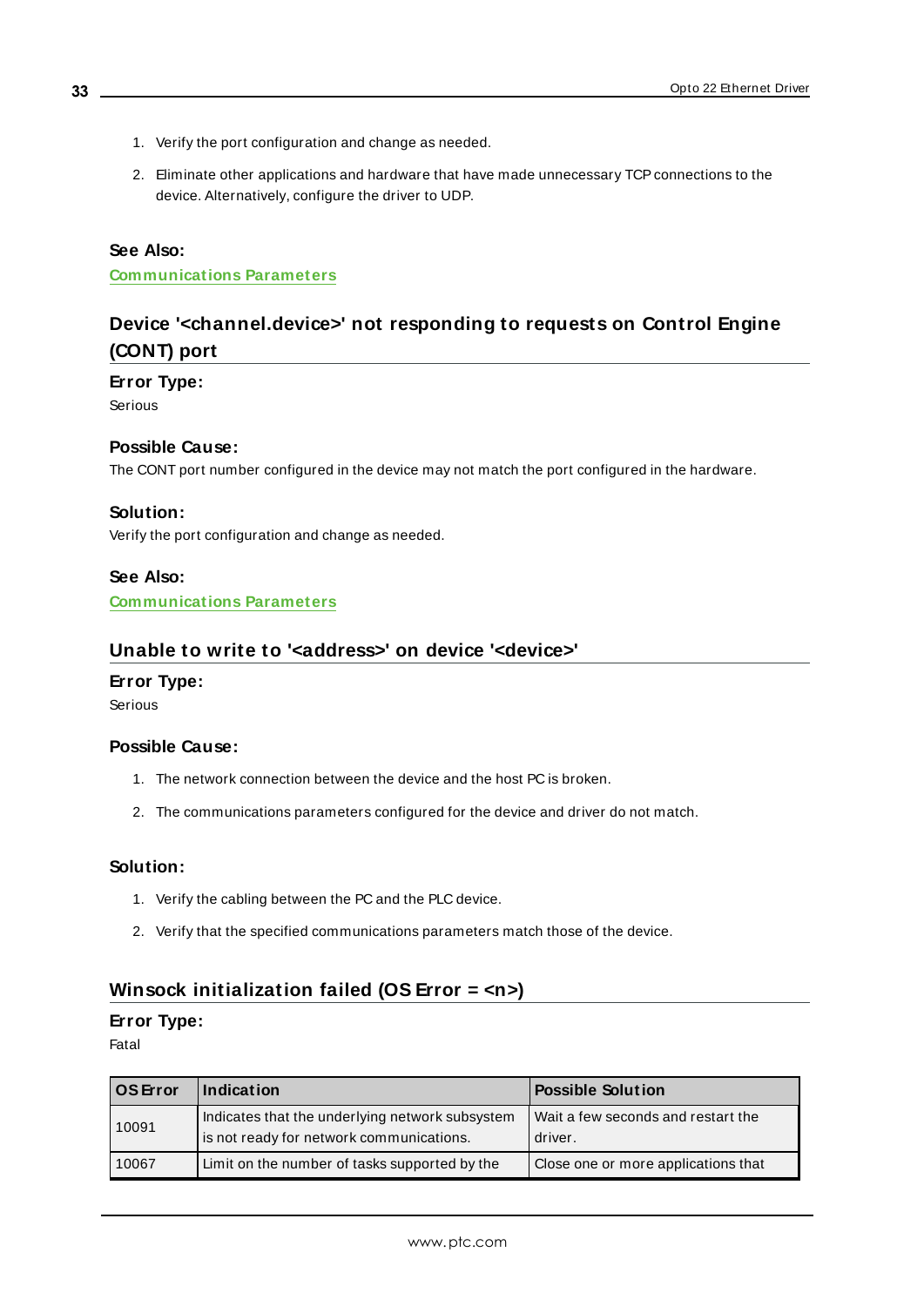1. Verify the port configuration and change as needed.
2. Eliminate other applications and hardware that have made unnecessary TCP connections to the device. Alternatively, configure the driver to UDP.

**See Also:**
Communications Parameters

## Device '<channel.device>' not responding to requests on Control Engine (CONT) port

**Error Type:**
Serious

**Possible Cause:**
The CONT port number configured in the device may not match the port configured in the hardware.

**Solution:**
Verify the port configuration and change as needed.

**See Also:**
Communications Parameters

## Unable to write to '<address>' on device '<device>'

**Error Type:**
Serious

**Possible Cause:**

1. The network connection between the device and the host PC is broken.
2. The communications parameters configured for the device and driver do not match.

**Solution:**

1. Verify the cabling between the PC and the PLC device.
2. Verify that the specified communications parameters match those of the device.

## Winsock initialization failed (OS Error = <n>)

**Error Type:**
Fatal

| OS Error | Indication | Possible Solution |
| --- | --- | --- |
| 10091 | Indicates that the underlying network subsystem is not ready for network communications. | Wait a few seconds and restart the driver. |
| 10067 | Limit on the number of tasks supported by the | Close one or more applications that |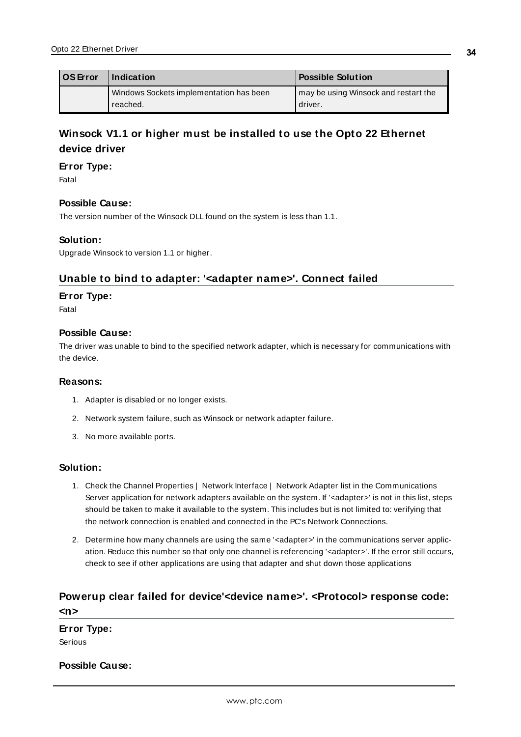| OS Error | Indication | Possible Solution |
| --- | --- | --- |
| | Windows Sockets implementation has been reached. | may be using Winsock and restart the driver. |

## Winsock V1.1 or higher must be installed to use the Opto 22 Ethernet device driver

#### Error Type:

Fatal

#### Possible Cause:

The version number of the Winsock DLL found on the system is less than 1.1.

#### Solution:

Upgrade Winsock to version 1.1 or higher.

## Unable to bind to adapter: '<adapter name>'. Connect failed

#### Error Type:

Fatal

#### Possible Cause:

The driver was unable to bind to the specified network adapter, which is necessary for communications with the device.

#### Reasons:

1. Adapter is disabled or no longer exists.
2. Network system failure, such as Winsock or network adapter failure.
3. No more available ports.

#### Solution:

1. Check the Channel Properties | Network Interface | Network Adapter list in the Communications Server application for network adapters available on the system. If '<adapter>' is not in this list, steps should be taken to make it available to the system. This includes but is not limited to: verifying that the network connection is enabled and connected in the PC's Network Connections.
2. Determine how many channels are using the same '<adapter>' in the communications server application. Reduce this number so that only one channel is referencing '<adapter>'. If the error still occurs, check to see if other applications are using that adapter and shut down those applications

## Powerup clear failed for device'<device name>'. <Protocol> response code: <n>

#### Error Type:

Serious

#### Possible Cause: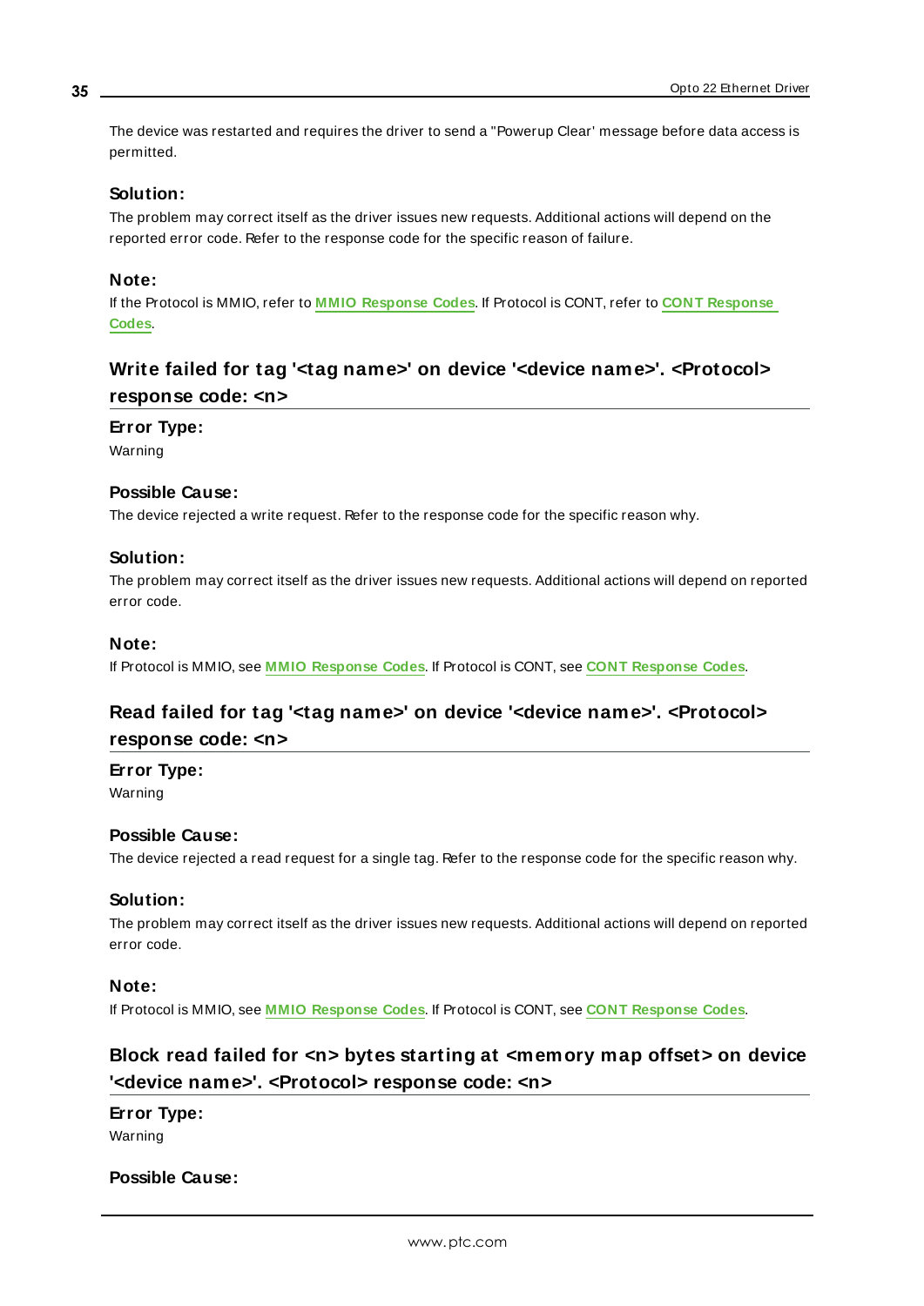The device was restarted and requires the driver to send a "Powerup Clear' message before data access is permitted.

### Solution:

The problem may correct itself as the driver issues new requests. Additional actions will depend on the reported error code. Refer to the response code for the specific reason of failure.

### Note:

If the Protocol is MMIO, refer to **MMIO Response Codes**. If Protocol is CONT, refer to **CONT Response Codes**.

## Write failed for tag '<tag name>' on device '<device name>'. <Protocol> response code: <n>

### Error Type:

Warning

### Possible Cause:

The device rejected a write request. Refer to the response code for the specific reason why.

### Solution:

The problem may correct itself as the driver issues new requests. Additional actions will depend on reported error code.

### Note:

If Protocol is MMIO, see **MMIO Response Codes**. If Protocol is CONT, see **CONT Response Codes**.

## Read failed for tag '<tag name>' on device '<device name>'. <Protocol> response code: <n>

### Error Type:

Warning

### Possible Cause:

The device rejected a read request for a single tag. Refer to the response code for the specific reason why.

### Solution:

The problem may correct itself as the driver issues new requests. Additional actions will depend on reported error code.

### Note:

If Protocol is MMIO, see **MMIO Response Codes**. If Protocol is CONT, see **CONT Response Codes**.

## Block read failed for <n> bytes starting at <memory map offset> on device '<device name>'. <Protocol> response code: <n>

### Error Type:

Warning

### Possible Cause: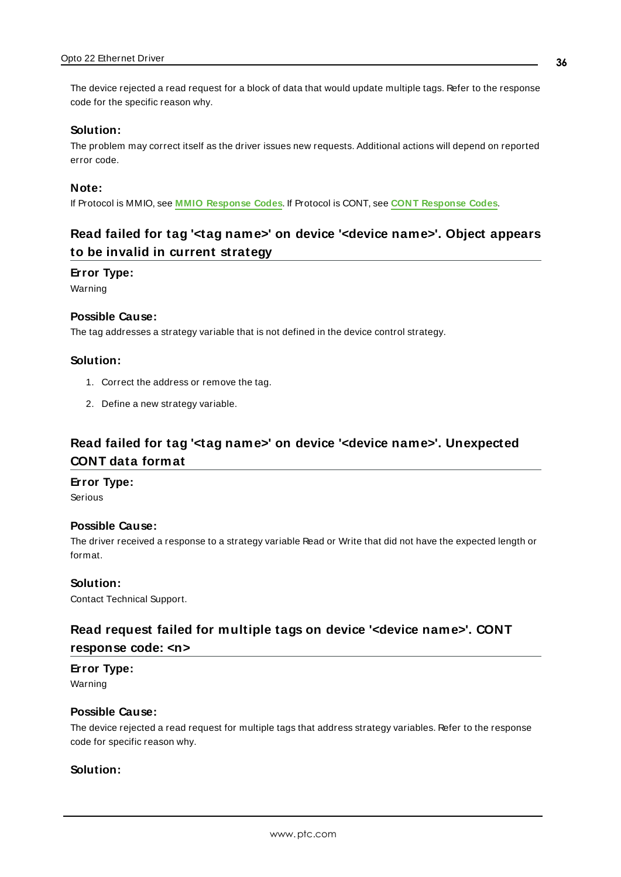The device rejected a read request for a block of data that would update multiple tags. Refer to the response code for the specific reason why.

**Solution:**

The problem may correct itself as the driver issues new requests. Additional actions will depend on reported error code.

**Note:**

If Protocol is MMIO, see **MMIO Response Codes**. If Protocol is CONT, see **CONT Response Codes**.

## Read failed for tag '<tag name>' on device '<device name>'. Object appears to be invalid in current strategy

**Error Type:**

Warning

**Possible Cause:**

The tag addresses a strategy variable that is not defined in the device control strategy.

**Solution:**

1. Correct the address or remove the tag.
2. Define a new strategy variable.

## Read failed for tag '<tag name>' on device '<device name>'. Unexpected CONT data format

**Error Type:**

Serious

**Possible Cause:**

The driver received a response to a strategy variable Read or Write that did not have the expected length or format.

**Solution:**

Contact Technical Support.

## Read request failed for multiple tags on device '<device name>'. CONT response code: <n>

**Error Type:**

Warning

**Possible Cause:**

The device rejected a read request for multiple tags that address strategy variables. Refer to the response code for specific reason why.

**Solution:**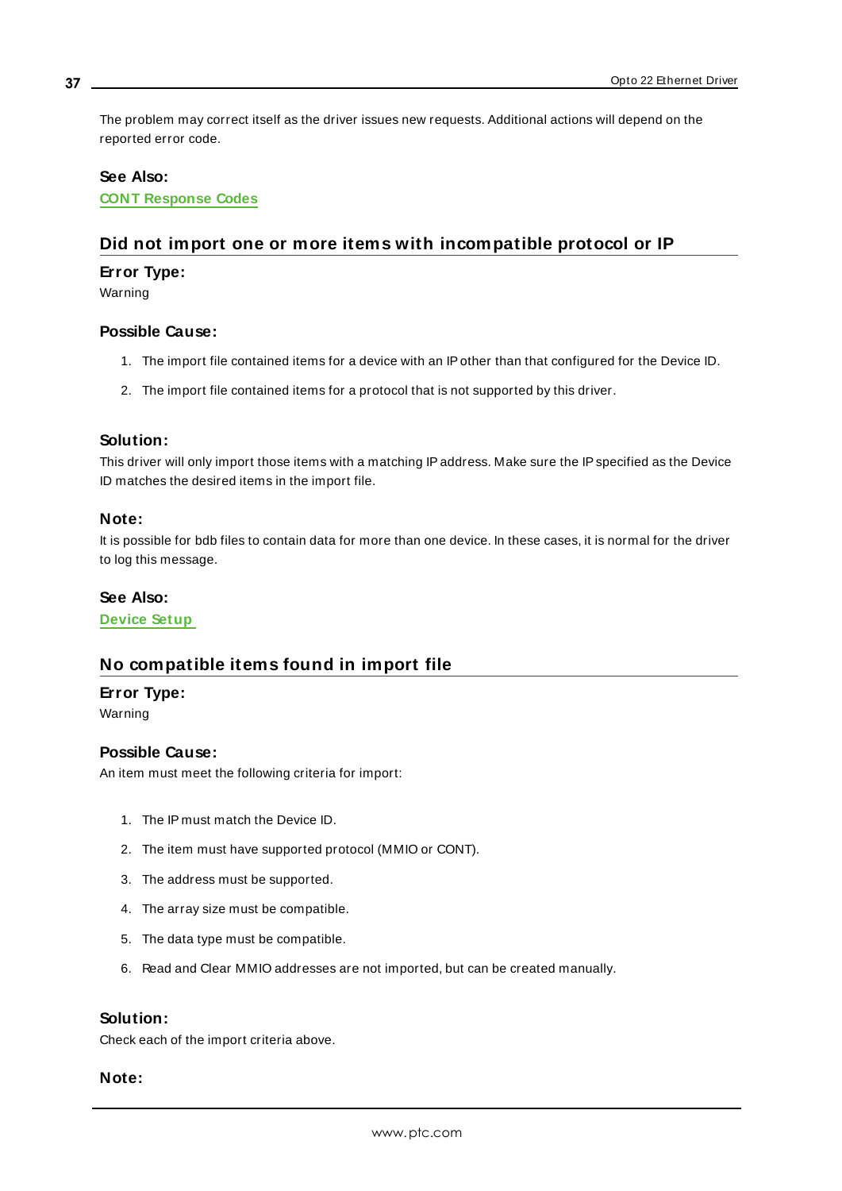The problem may correct itself as the driver issues new requests. Additional actions will depend on the reported error code.

**See Also:**
**CONT Response Codes**

## Did not import one or more items with incompatible protocol or IP

**Error Type:**
Warning

**Possible Cause:**

1. The import file contained items for a device with an IP other than that configured for the Device ID.
2. The import file contained items for a protocol that is not supported by this driver.

**Solution:**
This driver will only import those items with a matching IP address. Make sure the IP specified as the Device ID matches the desired items in the import file.

**Note:**
It is possible for bdb files to contain data for more than one device. In these cases, it is normal for the driver to log this message.

**See Also:**
**Device Setup**

## No compatible items found in import file

**Error Type:**
Warning

**Possible Cause:**
An item must meet the following criteria for import:

1. The IP must match the Device ID.
2. The item must have supported protocol (MMIO or CONT).
3. The address must be supported.
4. The array size must be compatible.
5. The data type must be compatible.
6. Read and Clear MMIO addresses are not imported, but can be created manually.

**Solution:**
Check each of the import criteria above.

**Note:**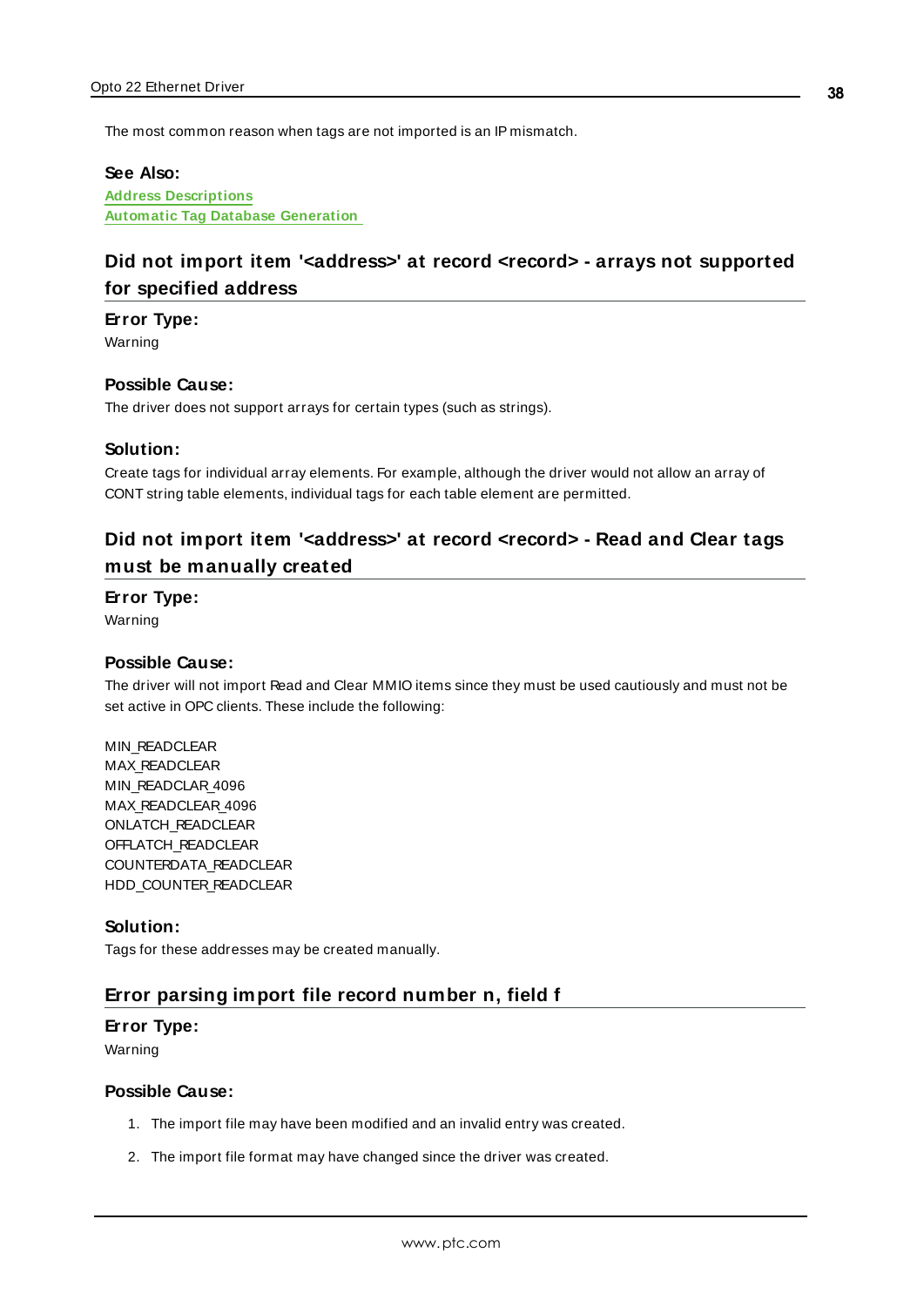The most common reason when tags are not imported is an IP mismatch.

**See Also:**
**Address Descriptions**
**Automatic Tag Database Generation**

## Did not import item '<address>' at record <record> - arrays not supported for specified address

**Error Type:**
Warning

**Possible Cause:**
The driver does not support arrays for certain types (such as strings).

**Solution:**
Create tags for individual array elements. For example, although the driver would not allow an array of CONT string table elements, individual tags for each table element are permitted.

## Did not import item '<address>' at record <record> - Read and Clear tags must be manually created

**Error Type:**
Warning

**Possible Cause:**
The driver will not import Read and Clear MMIO items since they must be used cautiously and must not be set active in OPC clients. These include the following:

MIN_READCLEAR
MAX_READCLEAR
MIN_READCLAR_4096
MAX_READCLEAR_4096
ONLATCH_READCLEAR
OFFLATCH_READCLEAR
COUNTERDATA_READCLEAR
HDD_COUNTER_READCLEAR

**Solution:**
Tags for these addresses may be created manually.

## Error parsing import file record number n, field f

**Error Type:**
Warning

**Possible Cause:**

1. The import file may have been modified and an invalid entry was created.
2. The import file format may have changed since the driver was created.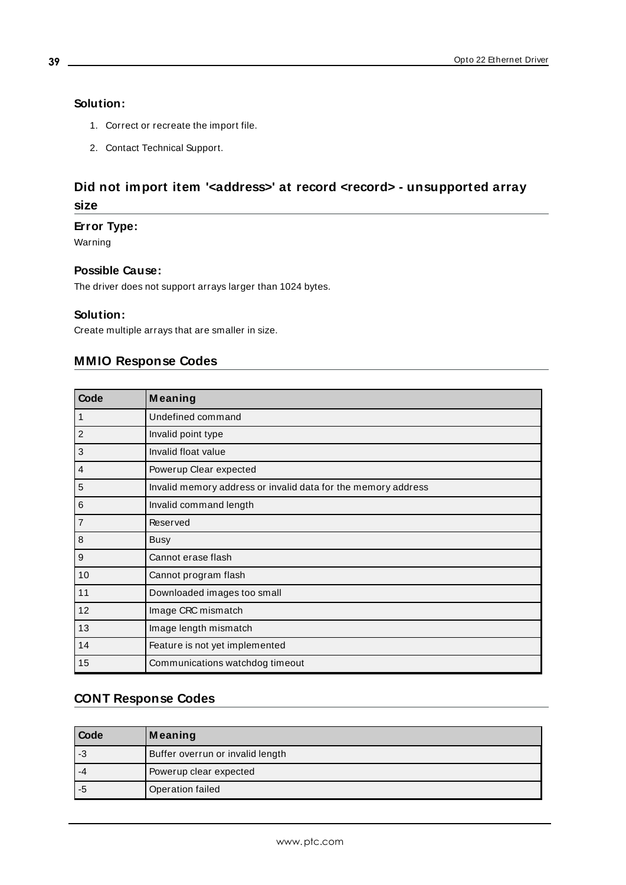### Solution:

1. Correct or recreate the import file.
2. Contact Technical Support.

## Did not import item '<address>' at record <record> - unsupported array size

### Error Type:

Warning

### Possible Cause:

The driver does not support arrays larger than 1024 bytes.

### Solution:

Create multiple arrays that are smaller in size.

## MMIO Response Codes

| Code | Meaning |
| --- | --- |
| 1 | Undefined command |
| 2 | Invalid point type |
| 3 | Invalid float value |
| 4 | Powerup Clear expected |
| 5 | Invalid memory address or invalid data for the memory address |
| 6 | Invalid command length |
| 7 | Reserved |
| 8 | Busy |
| 9 | Cannot erase flash |
| 10 | Cannot program flash |
| 11 | Downloaded images too small |
| 12 | Image CRC mismatch |
| 13 | Image length mismatch |
| 14 | Feature is not yet implemented |
| 15 | Communications watchdog timeout |

## CONT Response Codes

| Code | Meaning |
| --- | --- |
| -3 | Buffer overrun or invalid length |
| -4 | Powerup clear expected |
| -5 | Operation failed |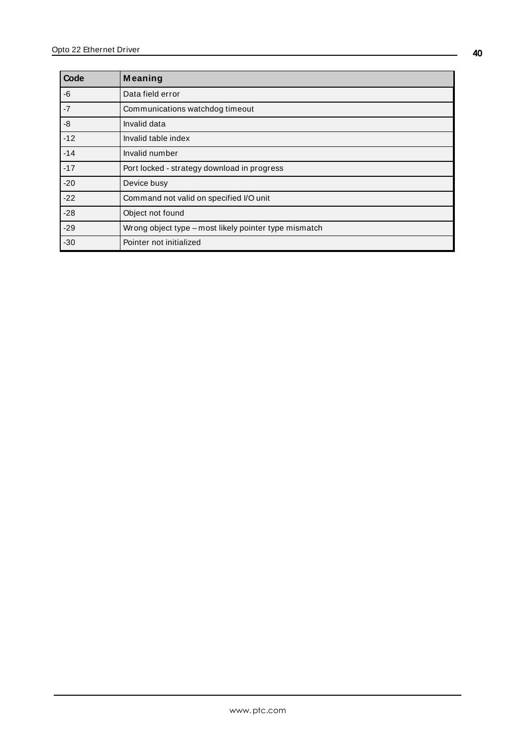| Code | Meaning |
| --- | --- |
| -6 | Data field error |
| -7 | Communications watchdog timeout |
| -8 | Invalid data |
| -12 | Invalid table index |
| -14 | Invalid number |
| -17 | Port locked - strategy download in progress |
| -20 | Device busy |
| -22 | Command not valid on specified I/O unit |
| -28 | Object not found |
| -29 | Wrong object type – most likely pointer type mismatch |
| -30 | Pointer not initialized |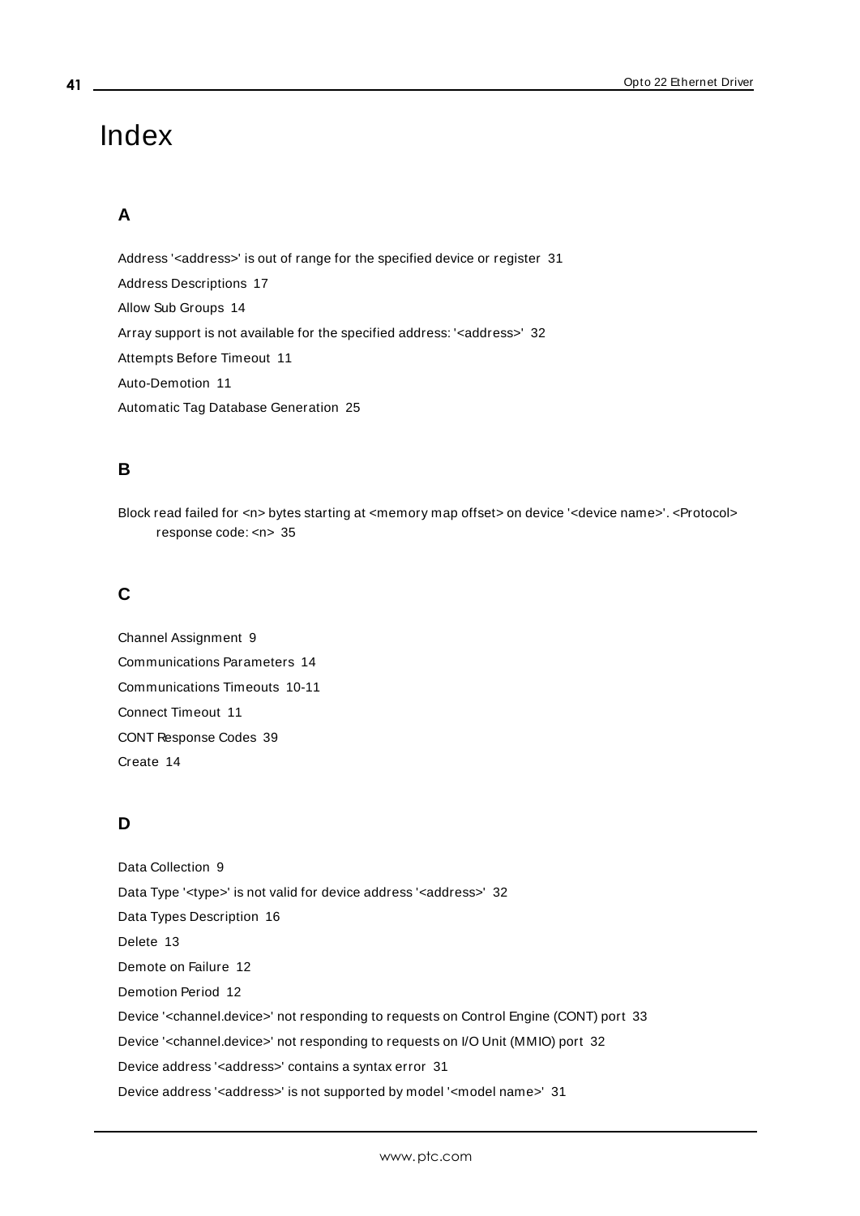# Index

## A

Address '<address>' is out of range for the specified device or register 31

Address Descriptions 17

Allow Sub Groups 14

Array support is not available for the specified address: '<address>' 32

Attempts Before Timeout 11

Auto-Demotion 11

Automatic Tag Database Generation 25

## B

Block read failed for <n> bytes starting at <memory map offset> on device '<device name>'. <Protocol> response code: <n> 35

## C

Channel Assignment 9

Communications Parameters 14

Communications Timeouts 10-11

Connect Timeout 11

CONT Response Codes 39

Create 14

## D

Data Collection 9

Data Type '<type>' is not valid for device address '<address>' 32

Data Types Description 16

Delete 13

Demote on Failure 12

Demotion Period 12

Device '<channel.device>' not responding to requests on Control Engine (CONT) port 33

Device '<channel.device>' not responding to requests on I/O Unit (MMIO) port 32

Device address '<address>' contains a syntax error 31

Device address '<address>' is not supported by model '<model name>' 31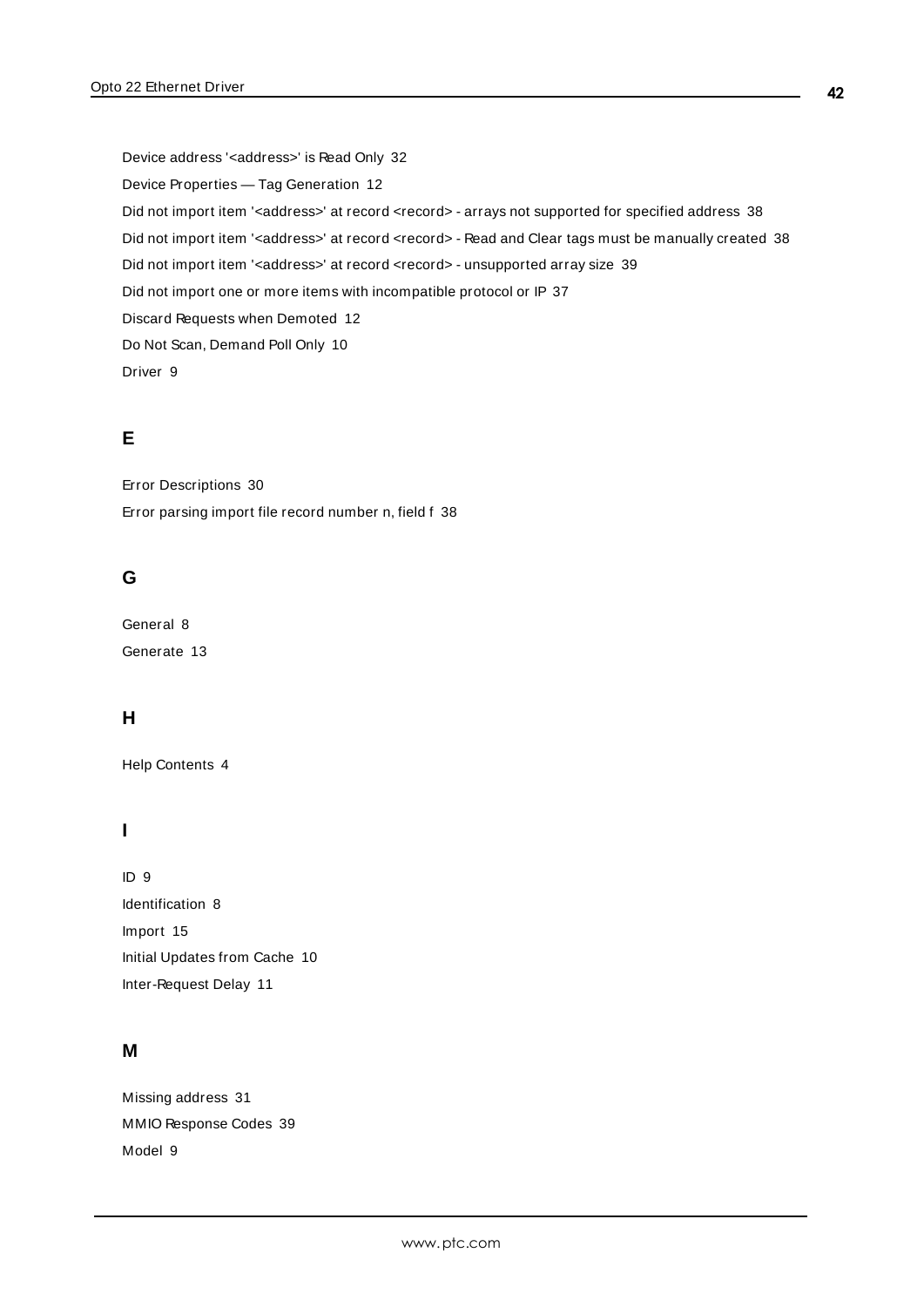Device address '<address>' is Read Only 32

Device Properties — Tag Generation 12

Did not import item '<address>' at record <record> - arrays not supported for specified address 38

Did not import item '<address>' at record <record> - Read and Clear tags must be manually created 38

Did not import item '<address>' at record <record> - unsupported array size 39

Did not import one or more items with incompatible protocol or IP 37

Discard Requests when Demoted 12

Do Not Scan, Demand Poll Only 10

Driver 9

## E

Error Descriptions 30

Error parsing import file record number n, field f 38

## G

General 8

Generate 13

## H

Help Contents 4

## I

ID 9

Identification 8

Import 15

Initial Updates from Cache 10

Inter-Request Delay 11

## M

Missing address 31

MMIO Response Codes 39

Model 9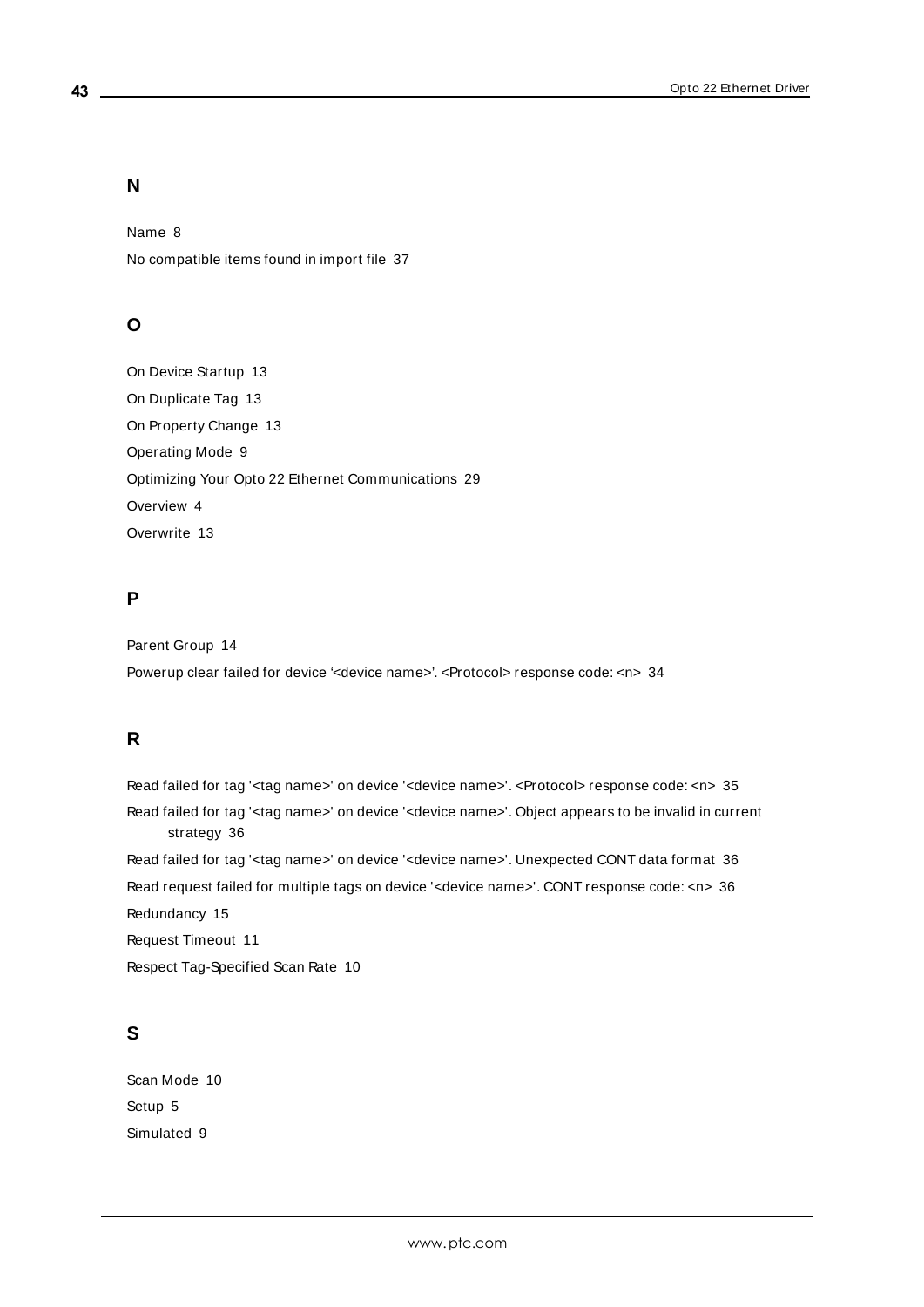## N

Name 8

No compatible items found in import file 37

## O

On Device Startup 13

On Duplicate Tag 13

On Property Change 13

Operating Mode 9

Optimizing Your Opto 22 Ethernet Communications 29

Overview 4

Overwrite 13

## P

Parent Group 14

Powerup clear failed for device '<device name>'. <Protocol> response code: <n> 34

## R

Read failed for tag '<tag name>' on device '<device name>'. <Protocol> response code: <n> 35

Read failed for tag '<tag name>' on device '<device name>'. Object appears to be invalid in current strategy 36

Read failed for tag '<tag name>' on device '<device name>'. Unexpected CONT data format 36

Read request failed for multiple tags on device '<device name>'. CONT response code: <n> 36

Redundancy 15

Request Timeout 11

Respect Tag-Specified Scan Rate 10

## S

Scan Mode 10

Setup 5

Simulated 9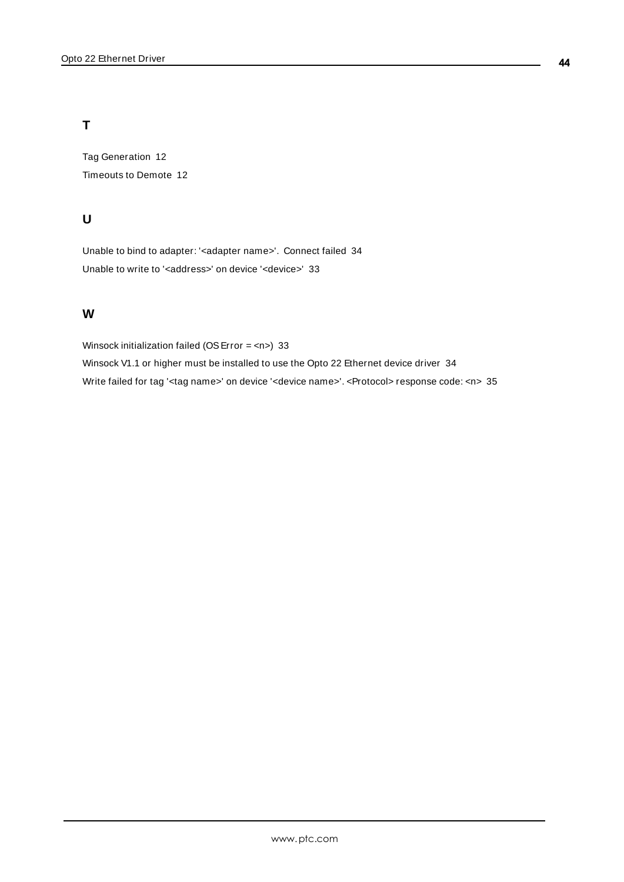## T

Tag Generation 12

Timeouts to Demote 12

## U

Unable to bind to adapter: '<adapter name>'. Connect failed 34

Unable to write to '<address>' on device '<device>' 33

## W

Winsock initialization failed (OS Error = <n>) 33

Winsock V1.1 or higher must be installed to use the Opto 22 Ethernet device driver 34

Write failed for tag '<tag name>' on device '<device name>'. <Protocol> response code: <n> 35